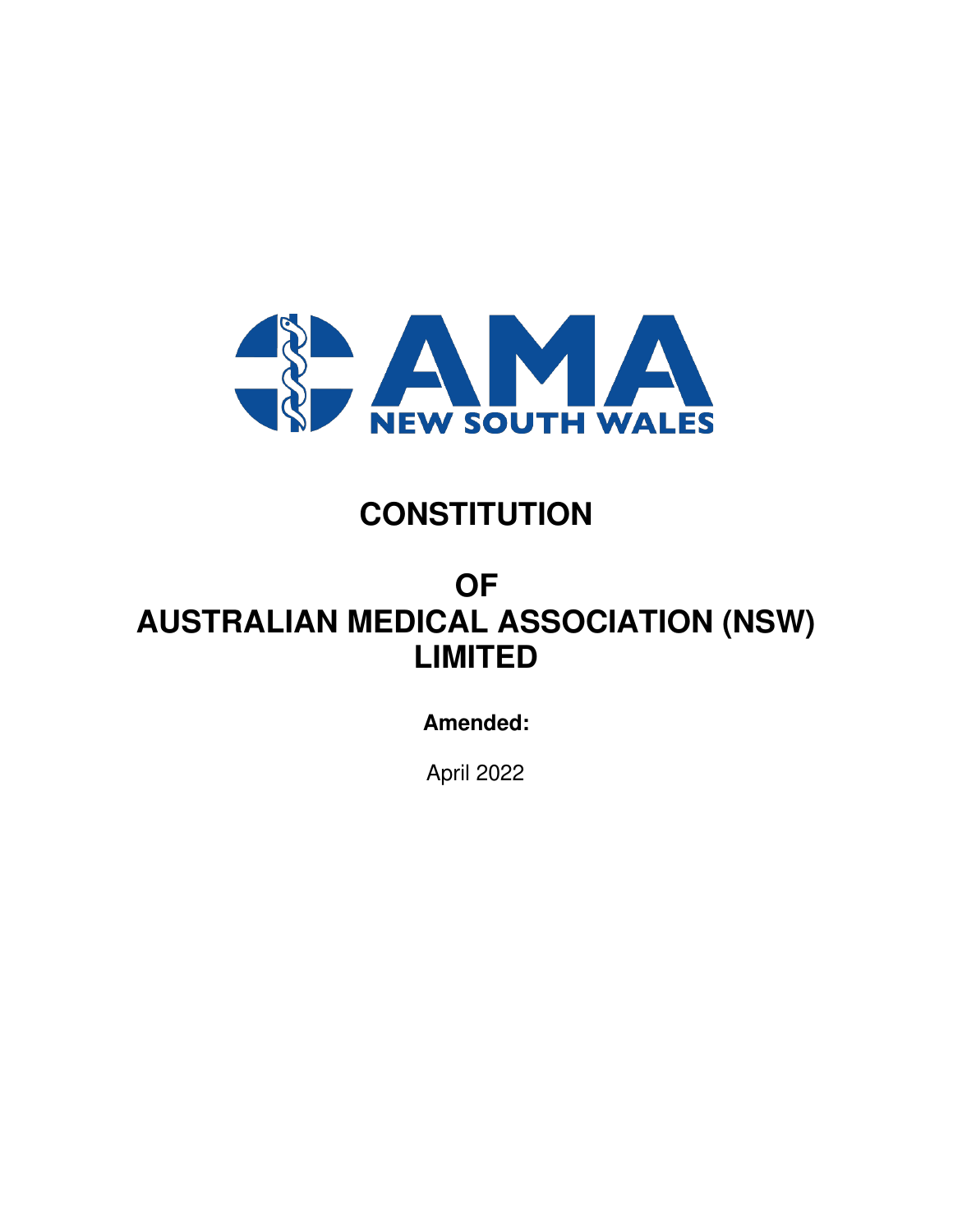AMA NEW SOUTH WALES

# CONSTITUTION

# OF
# AUSTRALIAN MEDICAL ASSOCIATION (NSW) LIMITED

**Amended:**

April 2022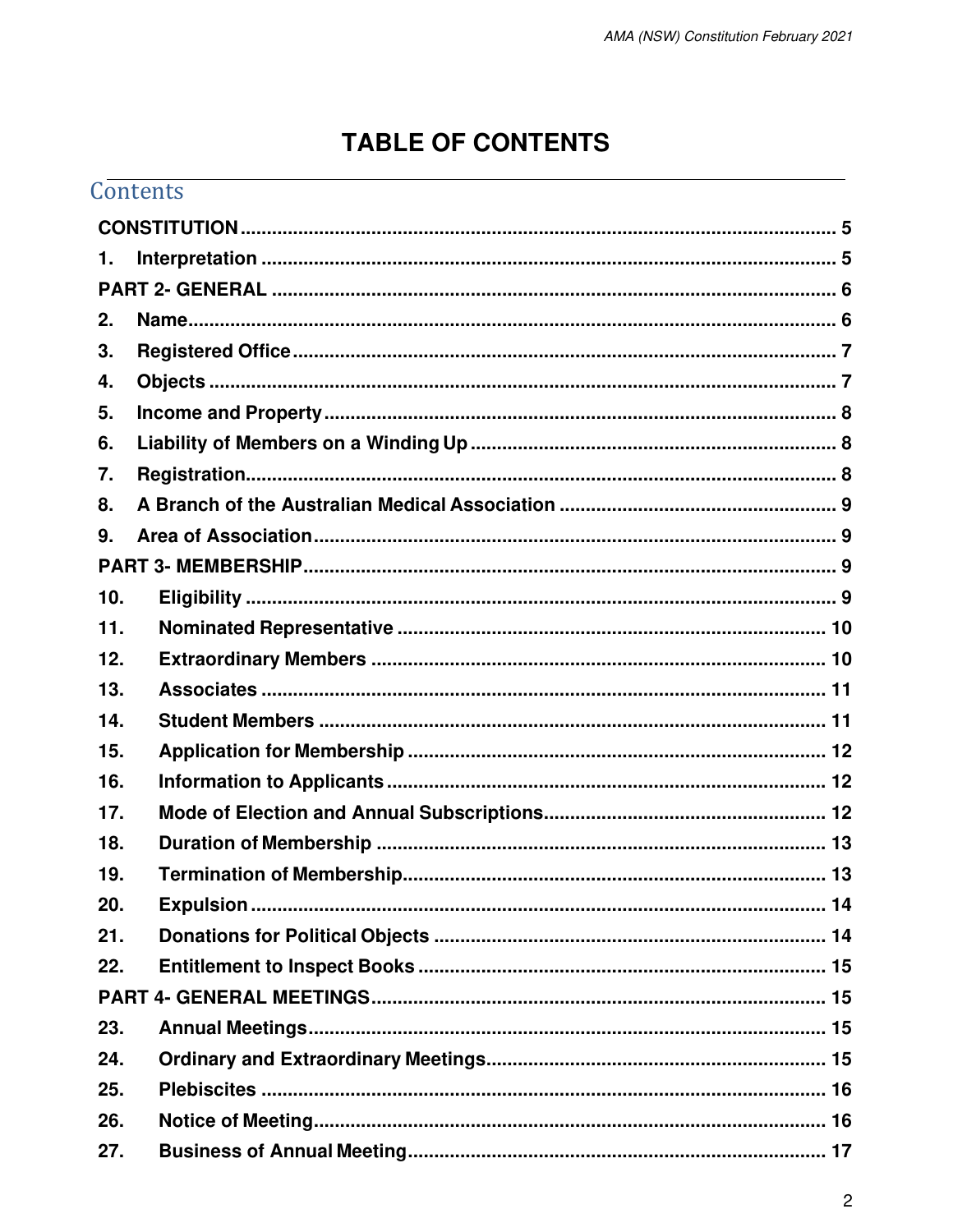# TABLE OF CONTENTS

## Contents

CONSTITUTION ..................................................... 5

1. Interpretation ..................................................... 5

PART 2- GENERAL ..................................................... 6

2. Name ..................................................... 6
3. Registered Office ..................................................... 7
4. Objects ..................................................... 7
5. Income and Property ..................................................... 8
6. Liability of Members on a Winding Up ..................................................... 8
7. Registration ..................................................... 8
8. A Branch of the Australian Medical Association ..................................................... 9
9. Area of Association ..................................................... 9

PART 3- MEMBERSHIP ..................................................... 9

10. Eligibility ..................................................... 9
11. Nominated Representative ..................................................... 10
12. Extraordinary Members ..................................................... 10
13. Associates ..................................................... 11
14. Student Members ..................................................... 11
15. Application for Membership ..................................................... 12
16. Information to Applicants ..................................................... 12
17. Mode of Election and Annual Subscriptions ..................................................... 12
18. Duration of Membership ..................................................... 13
19. Termination of Membership ..................................................... 13
20. Expulsion ..................................................... 14
21. Donations for Political Objects ..................................................... 14
22. Entitlement to Inspect Books ..................................................... 15

PART 4- GENERAL MEETINGS ..................................................... 15

23. Annual Meetings ..................................................... 15
24. Ordinary and Extraordinary Meetings ..................................................... 15
25. Plebiscites ..................................................... 16
26. Notice of Meeting ..................................................... 16
27. Business of Annual Meeting ..................................................... 17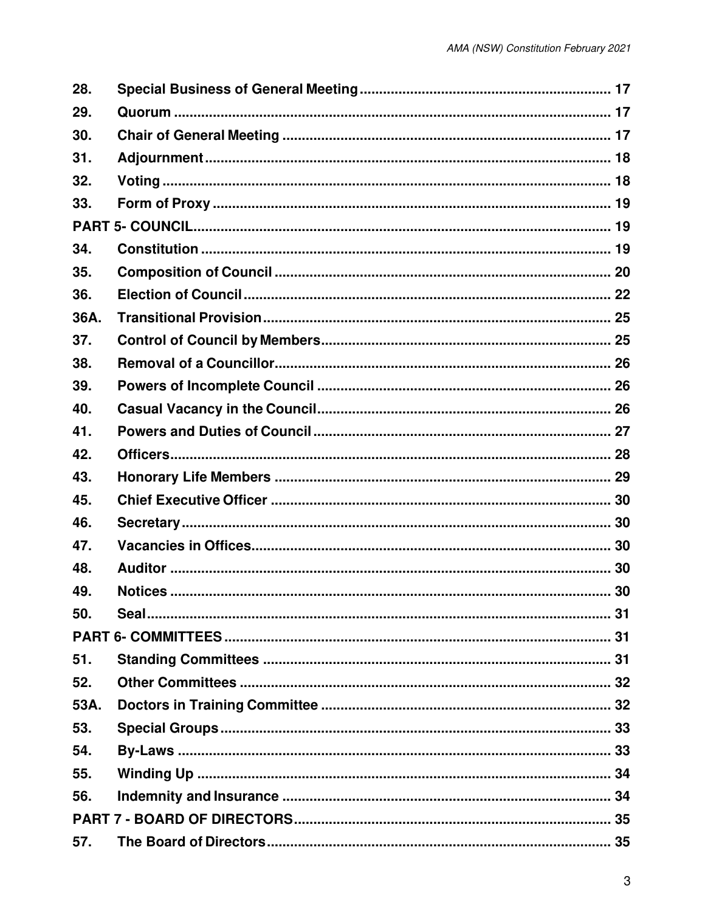| | | |
|---|---|---|
| 28. | Special Business of General Meeting | 17 |
| 29. | Quorum | 17 |
| 30. | Chair of General Meeting | 17 |
| 31. | Adjournment | 18 |
| 32. | Voting | 18 |
| 33. | Form of Proxy | 19 |
| PART 5- COUNCIL | | 19 |
| 34. | Constitution | 19 |
| 35. | Composition of Council | 20 |
| 36. | Election of Council | 22 |
| 36A. | Transitional Provision | 25 |
| 37. | Control of Council by Members | 25 |
| 38. | Removal of a Councillor | 26 |
| 39. | Powers of Incomplete Council | 26 |
| 40. | Casual Vacancy in the Council | 26 |
| 41. | Powers and Duties of Council | 27 |
| 42. | Officers | 28 |
| 43. | Honorary Life Members | 29 |
| 45. | Chief Executive Officer | 30 |
| 46. | Secretary | 30 |
| 47. | Vacancies in Offices | 30 |
| 48. | Auditor | 30 |
| 49. | Notices | 30 |
| 50. | Seal | 31 |
| PART 6- COMMITTEES | | 31 |
| 51. | Standing Committees | 31 |
| 52. | Other Committees | 32 |
| 53A. | Doctors in Training Committee | 32 |
| 53. | Special Groups | 33 |
| 54. | By-Laws | 33 |
| 55. | Winding Up | 34 |
| 56. | Indemnity and Insurance | 34 |
| PART 7 - BOARD OF DIRECTORS | | 35 |
| 57. | The Board of Directors | 35 |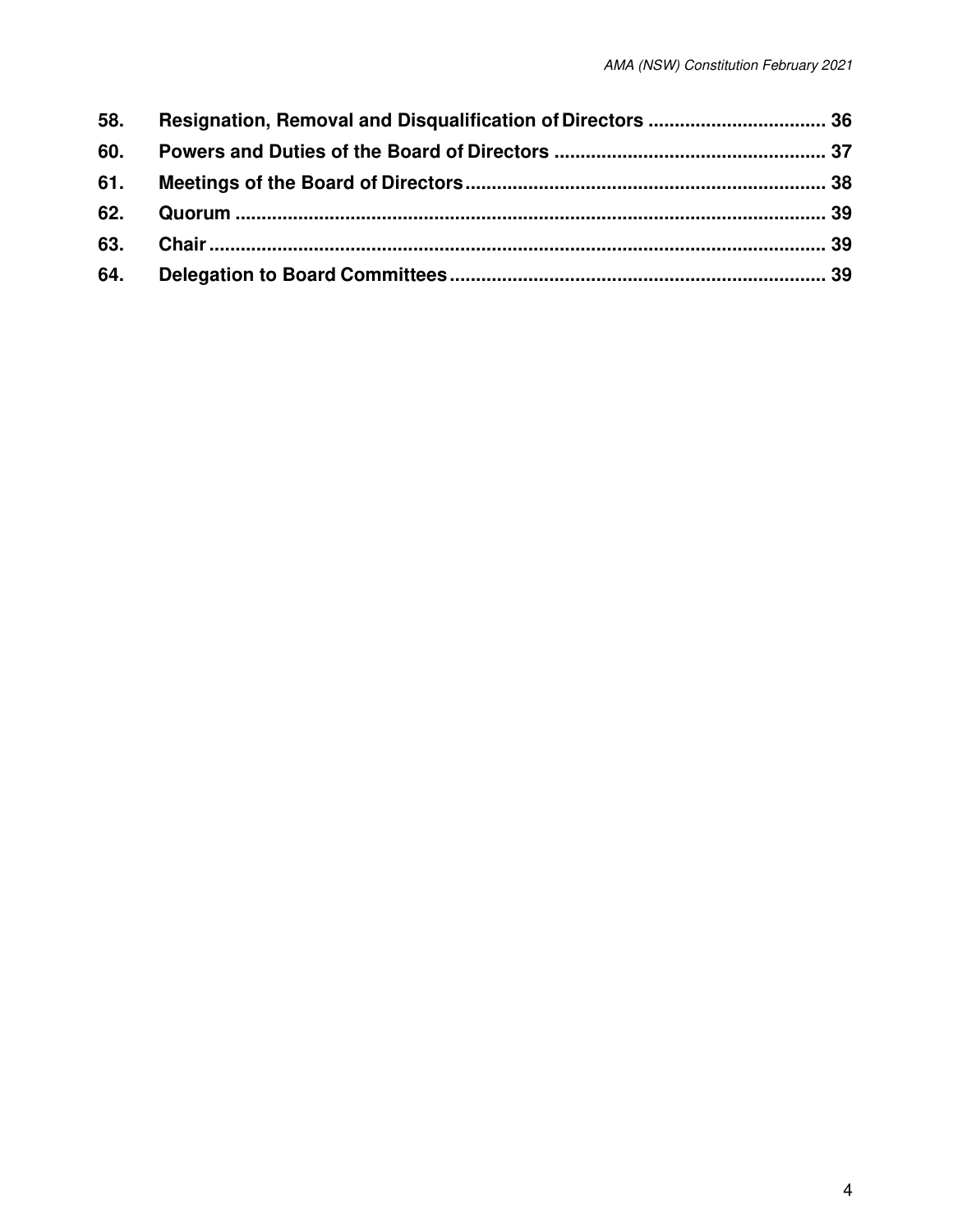| | | |
|---|---|---|
| **58.** | **Resignation, Removal and Disqualification of Directors** | **36** |
| **60.** | **Powers and Duties of the Board of Directors** | **37** |
| **61.** | **Meetings of the Board of Directors** | **38** |
| **62.** | **Quorum** | **39** |
| **63.** | **Chair** | **39** |
| **64.** | **Delegation to Board Committees** | **39** |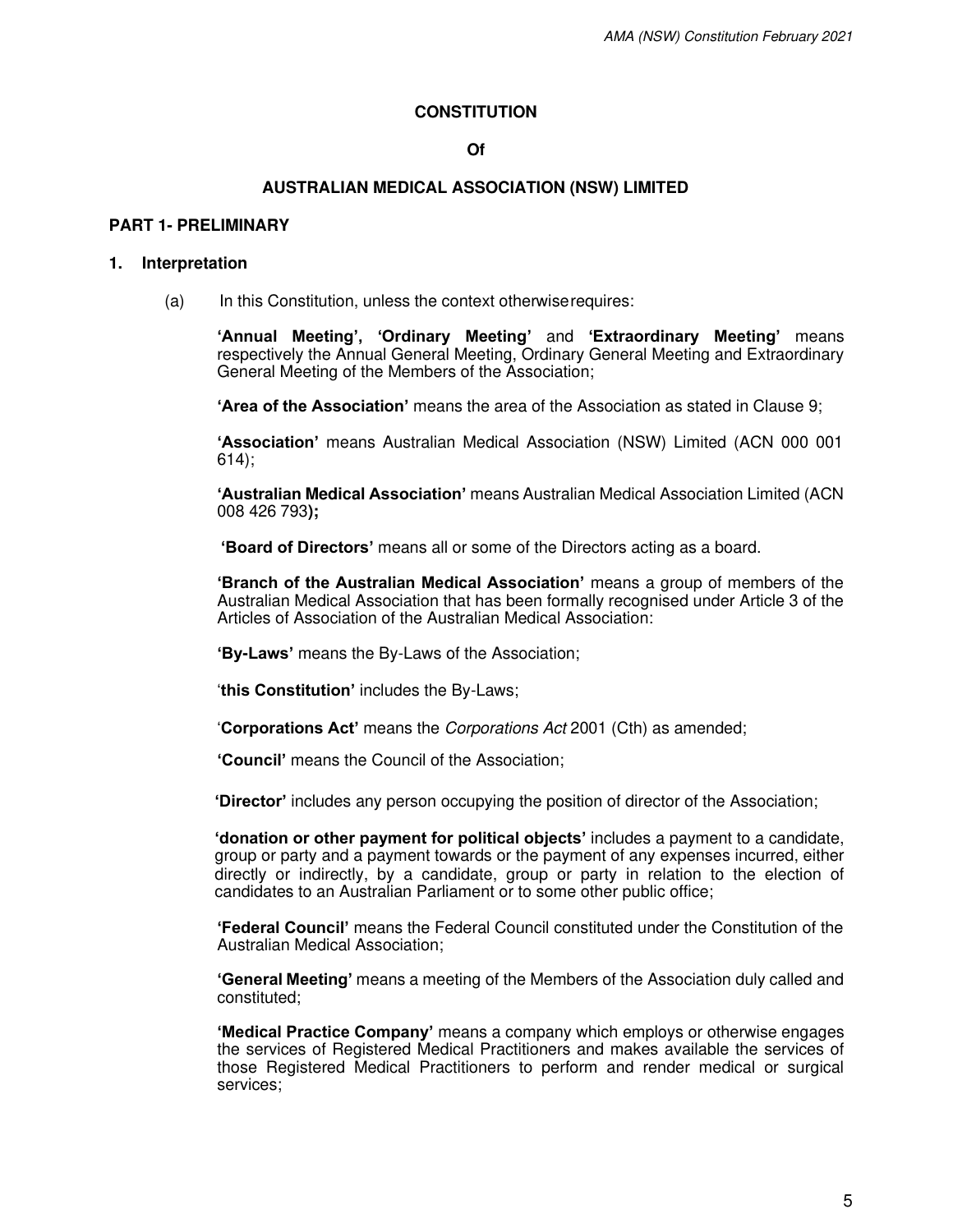**CONSTITUTION**

**Of**

**AUSTRALIAN MEDICAL ASSOCIATION (NSW) LIMITED**

## PART 1- PRELIMINARY

### 1. Interpretation

(a) In this Constitution, unless the context otherwise requires:

**'Annual Meeting', 'Ordinary Meeting'** and **'Extraordinary Meeting'** means respectively the Annual General Meeting, Ordinary General Meeting and Extraordinary General Meeting of the Members of the Association;

**'Area of the Association'** means the area of the Association as stated in Clause 9;

**'Association'** means Australian Medical Association (NSW) Limited (ACN 000 001 614);

**'Australian Medical Association'** means Australian Medical Association Limited (ACN 008 426 793**);**

**'Board of Directors'** means all or some of the Directors acting as a board.

**'Branch of the Australian Medical Association'** means a group of members of the Australian Medical Association that has been formally recognised under Article 3 of the Articles of Association of the Australian Medical Association:

**'By-Laws'** means the By-Laws of the Association;

'**this Constitution'** includes the By-Laws;

'**Corporations Act'** means the *Corporations Act* 2001 (Cth) as amended;

**'Council'** means the Council of the Association;

**'Director'** includes any person occupying the position of director of the Association;

**'donation or other payment for political objects'** includes a payment to a candidate, group or party and a payment towards or the payment of any expenses incurred, either directly or indirectly, by a candidate, group or party in relation to the election of candidates to an Australian Parliament or to some other public office;

**'Federal Council'** means the Federal Council constituted under the Constitution of the Australian Medical Association;

**'General Meeting'** means a meeting of the Members of the Association duly called and constituted;

**'Medical Practice Company'** means a company which employs or otherwise engages the services of Registered Medical Practitioners and makes available the services of those Registered Medical Practitioners to perform and render medical or surgical services;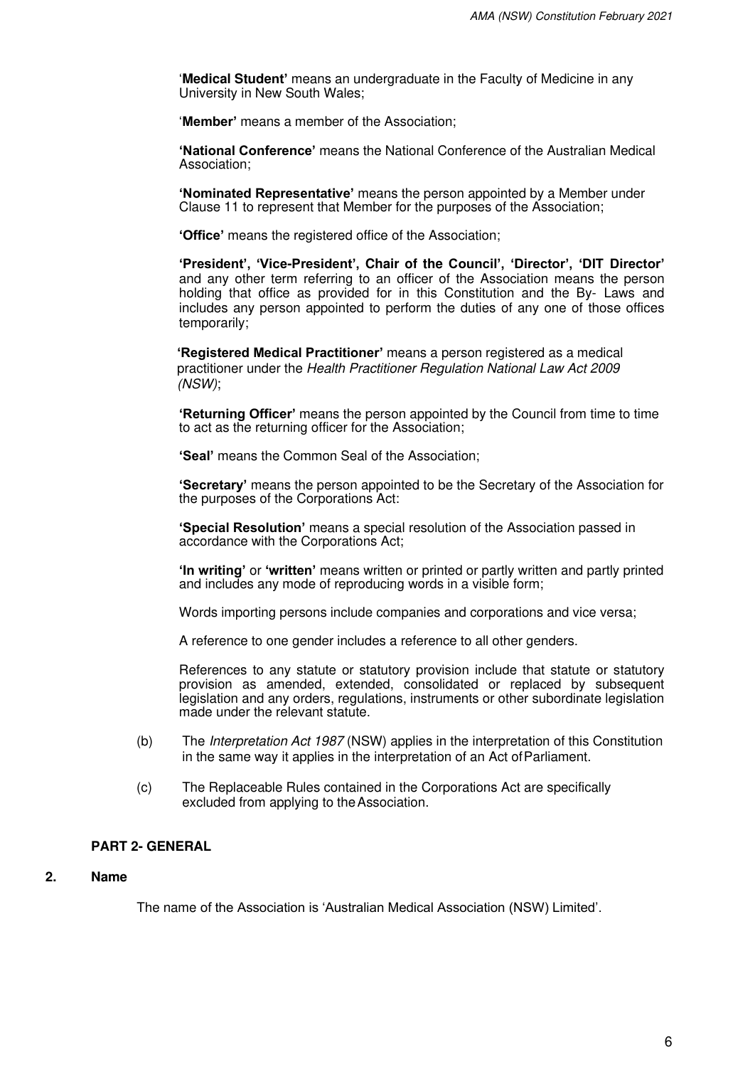'**Medical Student'** means an undergraduate in the Faculty of Medicine in any University in New South Wales;

'**Member'** means a member of the Association;

**'National Conference'** means the National Conference of the Australian Medical Association;

**'Nominated Representative'** means the person appointed by a Member under Clause 11 to represent that Member for the purposes of the Association;

**'Office'** means the registered office of the Association;

**'President', 'Vice-President', Chair of the Council', 'Director', 'DIT Director'** and any other term referring to an officer of the Association means the person holding that office as provided for in this Constitution and the By- Laws and includes any person appointed to perform the duties of any one of those offices temporarily;

**'Registered Medical Practitioner'** means a person registered as a medical practitioner under the *Health Practitioner Regulation National Law Act 2009 (NSW)*;

**'Returning Officer'** means the person appointed by the Council from time to time to act as the returning officer for the Association;

**'Seal'** means the Common Seal of the Association;

**'Secretary'** means the person appointed to be the Secretary of the Association for the purposes of the Corporations Act:

**'Special Resolution'** means a special resolution of the Association passed in accordance with the Corporations Act;

**'In writing'** or **'written'** means written or printed or partly written and partly printed and includes any mode of reproducing words in a visible form;

Words importing persons include companies and corporations and vice versa;

A reference to one gender includes a reference to all other genders.

References to any statute or statutory provision include that statute or statutory provision as amended, extended, consolidated or replaced by subsequent legislation and any orders, regulations, instruments or other subordinate legislation made under the relevant statute.

(b) The *Interpretation Act 1987* (NSW) applies in the interpretation of this Constitution in the same way it applies in the interpretation of an Act of Parliament.

(c) The Replaceable Rules contained in the Corporations Act are specifically excluded from applying to the Association.

## PART 2- GENERAL

### 2. Name

The name of the Association is 'Australian Medical Association (NSW) Limited'.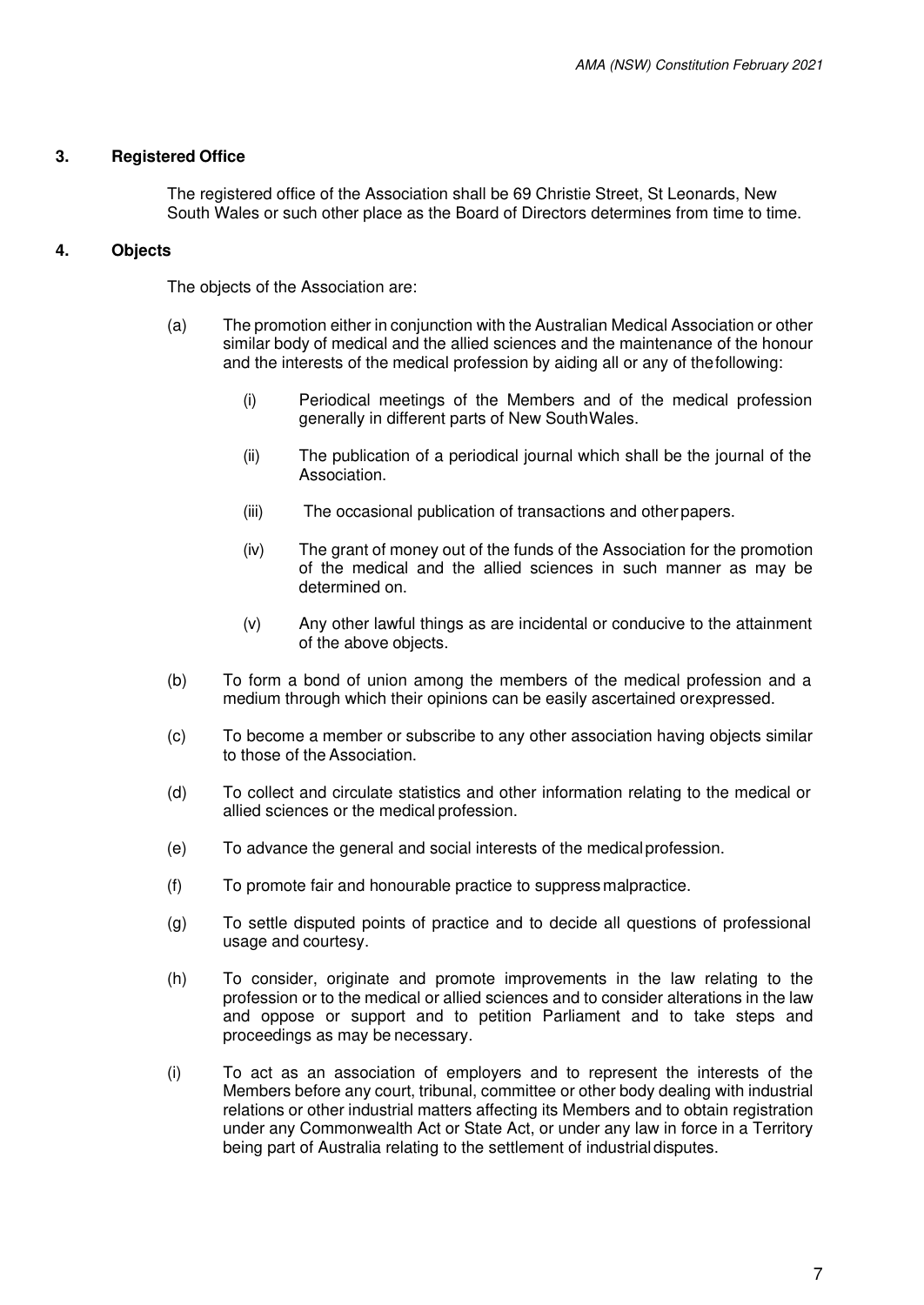## 3. Registered Office

The registered office of the Association shall be 69 Christie Street, St Leonards, New South Wales or such other place as the Board of Directors determines from time to time.

## 4. Objects

The objects of the Association are:

(a) The promotion either in conjunction with the Australian Medical Association or other similar body of medical and the allied sciences and the maintenance of the honour and the interests of the medical profession by aiding all or any of the following:

  (i) Periodical meetings of the Members and of the medical profession generally in different parts of New South Wales.

  (ii) The publication of a periodical journal which shall be the journal of the Association.

  (iii) The occasional publication of transactions and other papers.

  (iv) The grant of money out of the funds of the Association for the promotion of the medical and the allied sciences in such manner as may be determined on.

  (v) Any other lawful things as are incidental or conducive to the attainment of the above objects.

(b) To form a bond of union among the members of the medical profession and a medium through which their opinions can be easily ascertained or expressed.

(c) To become a member or subscribe to any other association having objects similar to those of the Association.

(d) To collect and circulate statistics and other information relating to the medical or allied sciences or the medical profession.

(e) To advance the general and social interests of the medical profession.

(f) To promote fair and honourable practice to suppress malpractice.

(g) To settle disputed points of practice and to decide all questions of professional usage and courtesy.

(h) To consider, originate and promote improvements in the law relating to the profession or to the medical or allied sciences and to consider alterations in the law and oppose or support and to petition Parliament and to take steps and proceedings as may be necessary.

(i) To act as an association of employers and to represent the interests of the Members before any court, tribunal, committee or other body dealing with industrial relations or other industrial matters affecting its Members and to obtain registration under any Commonwealth Act or State Act, or under any law in force in a Territory being part of Australia relating to the settlement of industrial disputes.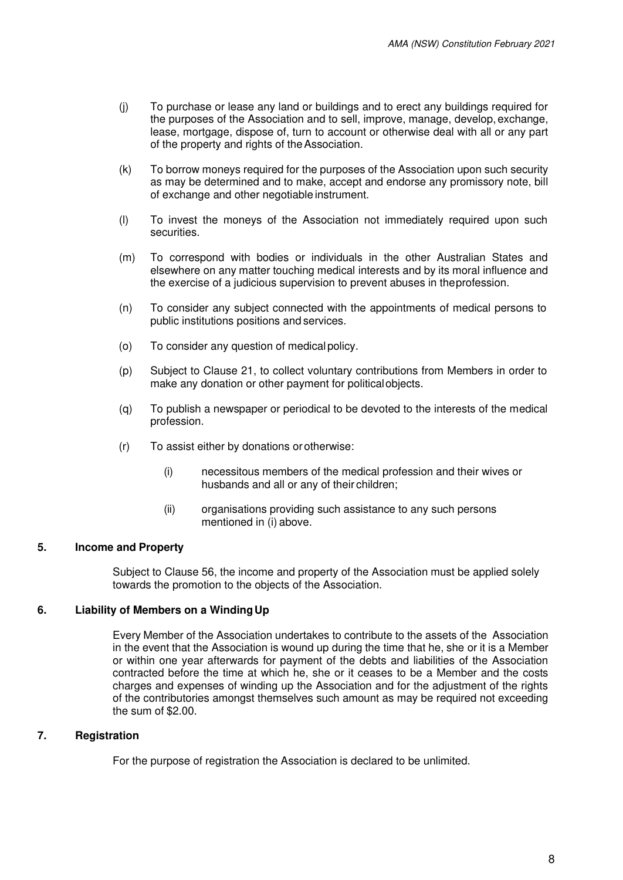(j) To purchase or lease any land or buildings and to erect any buildings required for the purposes of the Association and to sell, improve, manage, develop, exchange, lease, mortgage, dispose of, turn to account or otherwise deal with all or any part of the property and rights of the Association.

(k) To borrow moneys required for the purposes of the Association upon such security as may be determined and to make, accept and endorse any promissory note, bill of exchange and other negotiable instrument.

(l) To invest the moneys of the Association not immediately required upon such securities.

(m) To correspond with bodies or individuals in the other Australian States and elsewhere on any matter touching medical interests and by its moral influence and the exercise of a judicious supervision to prevent abuses in the profession.

(n) To consider any subject connected with the appointments of medical persons to public institutions positions and services.

(o) To consider any question of medical policy.

(p) Subject to Clause 21, to collect voluntary contributions from Members in order to make any donation or other payment for political objects.

(q) To publish a newspaper or periodical to be devoted to the interests of the medical profession.

(r) To assist either by donations or otherwise:

    (i) necessitous members of the medical profession and their wives or husbands and all or any of their children;

    (ii) organisations providing such assistance to any such persons mentioned in (i) above.

### 5. Income and Property

Subject to Clause 56, the income and property of the Association must be applied solely towards the promotion to the objects of the Association.

### 6. Liability of Members on a Winding Up

Every Member of the Association undertakes to contribute to the assets of the Association in the event that the Association is wound up during the time that he, she or it is a Member or within one year afterwards for payment of the debts and liabilities of the Association contracted before the time at which he, she or it ceases to be a Member and the costs charges and expenses of winding up the Association and for the adjustment of the rights of the contributories amongst themselves such amount as may be required not exceeding the sum of $2.00.

### 7. Registration

For the purpose of registration the Association is declared to be unlimited.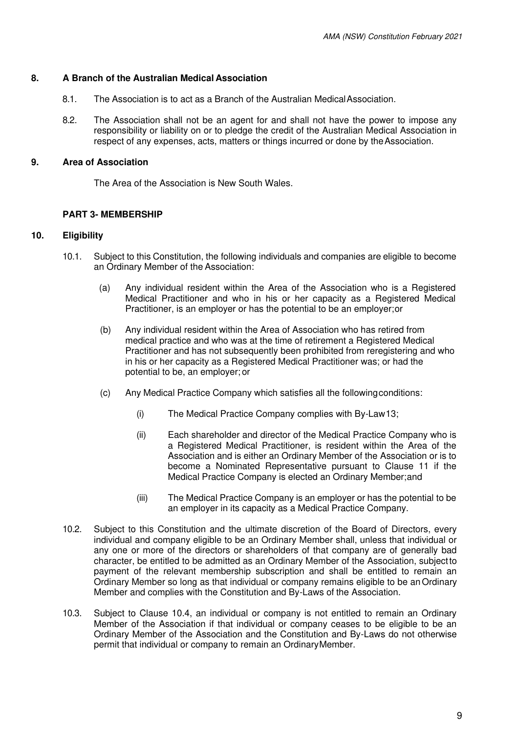## 8. A Branch of the Australian Medical Association

8.1. The Association is to act as a Branch of the Australian Medical Association.

8.2. The Association shall not be an agent for and shall not have the power to impose any responsibility or liability on or to pledge the credit of the Australian Medical Association in respect of any expenses, acts, matters or things incurred or done by the Association.

## 9. Area of Association

The Area of the Association is New South Wales.

# PART 3- MEMBERSHIP

## 10. Eligibility

10.1. Subject to this Constitution, the following individuals and companies are eligible to become an Ordinary Member of the Association:

(a) Any individual resident within the Area of the Association who is a Registered Medical Practitioner and who in his or her capacity as a Registered Medical Practitioner, is an employer or has the potential to be an employer; or

(b) Any individual resident within the Area of Association who has retired from medical practice and who was at the time of retirement a Registered Medical Practitioner and has not subsequently been prohibited from reregistering and who in his or her capacity as a Registered Medical Practitioner was; or had the potential to be, an employer; or

(c) Any Medical Practice Company which satisfies all the following conditions:

(i) The Medical Practice Company complies with By-Law 13;

(ii) Each shareholder and director of the Medical Practice Company who is a Registered Medical Practitioner, is resident within the Area of the Association and is either an Ordinary Member of the Association or is to become a Nominated Representative pursuant to Clause 11 if the Medical Practice Company is elected an Ordinary Member; and

(iii) The Medical Practice Company is an employer or has the potential to be an employer in its capacity as a Medical Practice Company.

10.2. Subject to this Constitution and the ultimate discretion of the Board of Directors, every individual and company eligible to be an Ordinary Member shall, unless that individual or any one or more of the directors or shareholders of that company are of generally bad character, be entitled to be admitted as an Ordinary Member of the Association, subject to payment of the relevant membership subscription and shall be entitled to remain an Ordinary Member so long as that individual or company remains eligible to be an Ordinary Member and complies with the Constitution and By-Laws of the Association.

10.3. Subject to Clause 10.4, an individual or company is not entitled to remain an Ordinary Member of the Association if that individual or company ceases to be eligible to be an Ordinary Member of the Association and the Constitution and By-Laws do not otherwise permit that individual or company to remain an Ordinary Member.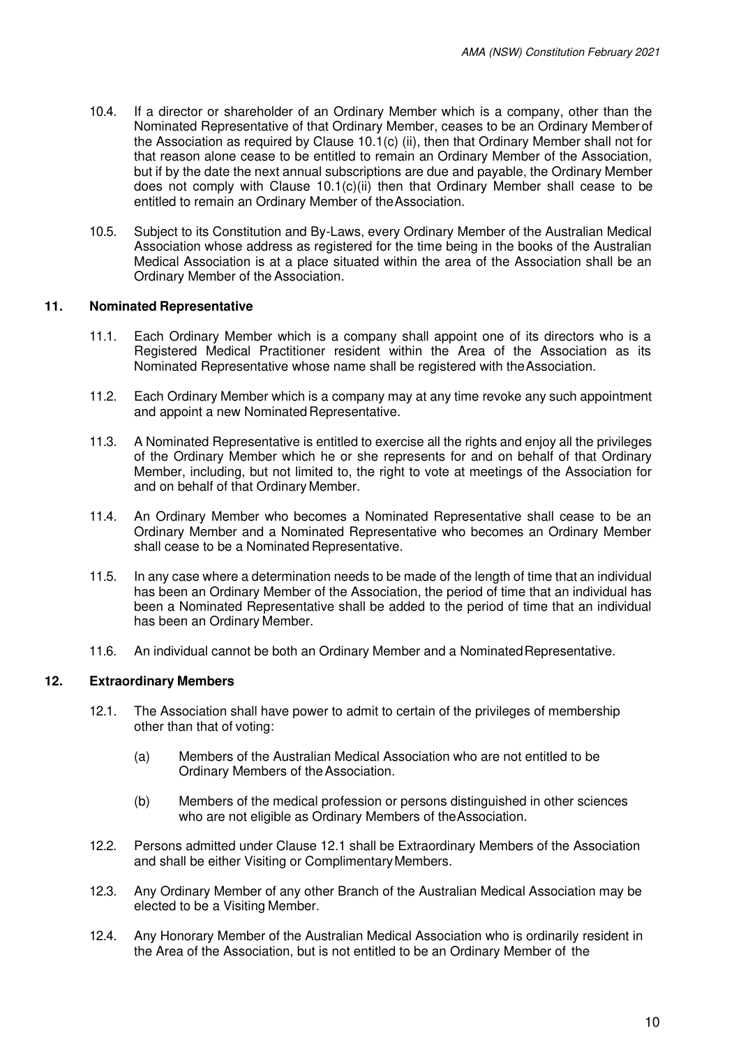10.4. If a director or shareholder of an Ordinary Member which is a company, other than the Nominated Representative of that Ordinary Member, ceases to be an Ordinary Member of the Association as required by Clause 10.1(c) (ii), then that Ordinary Member shall not for that reason alone cease to be entitled to remain an Ordinary Member of the Association, but if by the date the next annual subscriptions are due and payable, the Ordinary Member does not comply with Clause 10.1(c)(ii) then that Ordinary Member shall cease to be entitled to remain an Ordinary Member of the Association.

10.5. Subject to its Constitution and By-Laws, every Ordinary Member of the Australian Medical Association whose address as registered for the time being in the books of the Australian Medical Association is at a place situated within the area of the Association shall be an Ordinary Member of the Association.

## 11. Nominated Representative

11.1. Each Ordinary Member which is a company shall appoint one of its directors who is a Registered Medical Practitioner resident within the Area of the Association as its Nominated Representative whose name shall be registered with the Association.

11.2. Each Ordinary Member which is a company may at any time revoke any such appointment and appoint a new Nominated Representative.

11.3. A Nominated Representative is entitled to exercise all the rights and enjoy all the privileges of the Ordinary Member which he or she represents for and on behalf of that Ordinary Member, including, but not limited to, the right to vote at meetings of the Association for and on behalf of that Ordinary Member.

11.4. An Ordinary Member who becomes a Nominated Representative shall cease to be an Ordinary Member and a Nominated Representative who becomes an Ordinary Member shall cease to be a Nominated Representative.

11.5. In any case where a determination needs to be made of the length of time that an individual has been an Ordinary Member of the Association, the period of time that an individual has been a Nominated Representative shall be added to the period of time that an individual has been an Ordinary Member.

11.6. An individual cannot be both an Ordinary Member and a Nominated Representative.

## 12. Extraordinary Members

12.1. The Association shall have power to admit to certain of the privileges of membership other than that of voting:

(a) Members of the Australian Medical Association who are not entitled to be Ordinary Members of the Association.

(b) Members of the medical profession or persons distinguished in other sciences who are not eligible as Ordinary Members of the Association.

12.2. Persons admitted under Clause 12.1 shall be Extraordinary Members of the Association and shall be either Visiting or Complimentary Members.

12.3. Any Ordinary Member of any other Branch of the Australian Medical Association may be elected to be a Visiting Member.

12.4. Any Honorary Member of the Australian Medical Association who is ordinarily resident in the Area of the Association, but is not entitled to be an Ordinary Member of the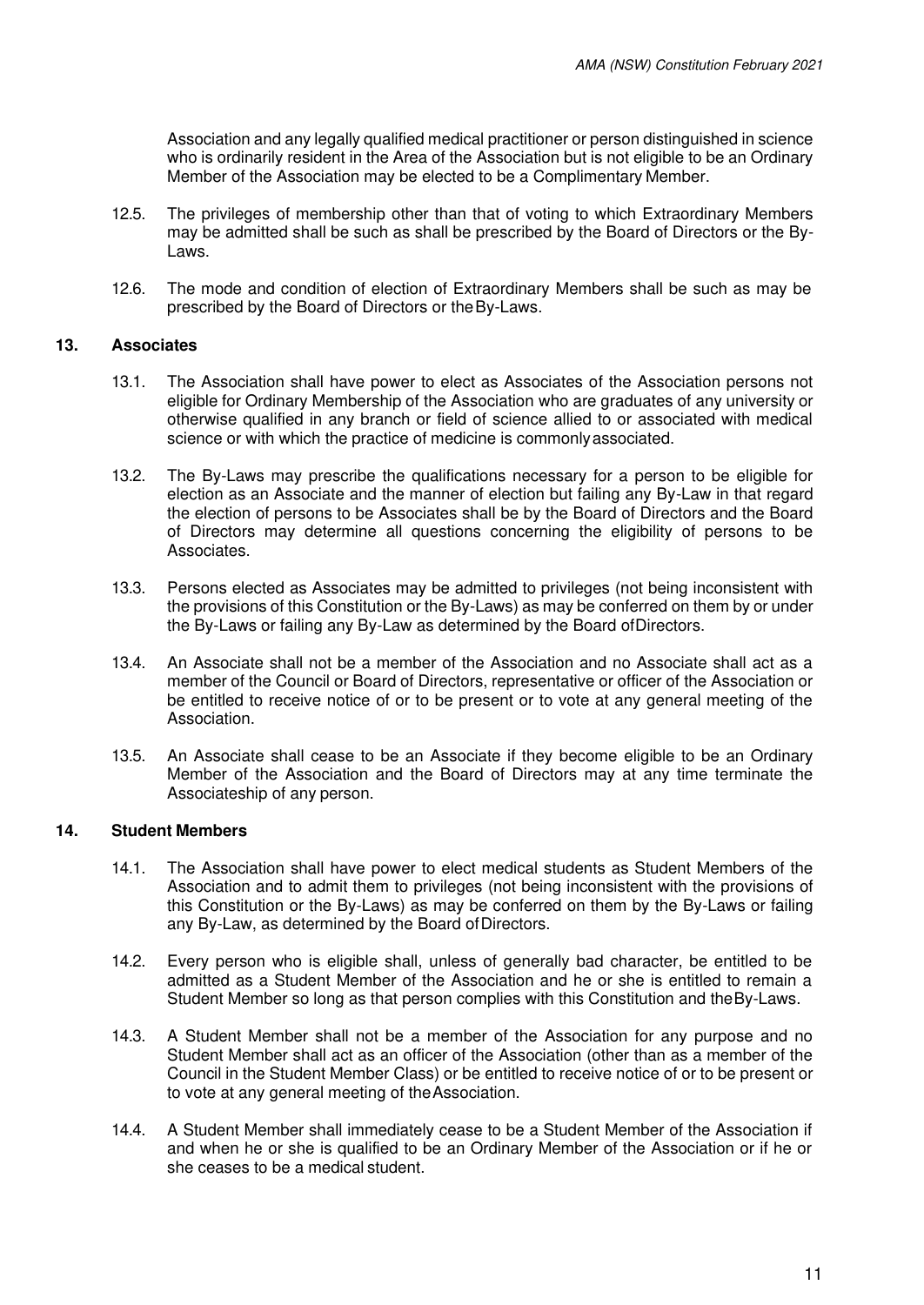Association and any legally qualified medical practitioner or person distinguished in science who is ordinarily resident in the Area of the Association but is not eligible to be an Ordinary Member of the Association may be elected to be a Complimentary Member.

12.5. The privileges of membership other than that of voting to which Extraordinary Members may be admitted shall be such as shall be prescribed by the Board of Directors or the By-Laws.

12.6. The mode and condition of election of Extraordinary Members shall be such as may be prescribed by the Board of Directors or the By-Laws.

### 13. Associates

13.1. The Association shall have power to elect as Associates of the Association persons not eligible for Ordinary Membership of the Association who are graduates of any university or otherwise qualified in any branch or field of science allied to or associated with medical science or with which the practice of medicine is commonly associated.

13.2. The By-Laws may prescribe the qualifications necessary for a person to be eligible for election as an Associate and the manner of election but failing any By-Law in that regard the election of persons to be Associates shall be by the Board of Directors and the Board of Directors may determine all questions concerning the eligibility of persons to be Associates.

13.3. Persons elected as Associates may be admitted to privileges (not being inconsistent with the provisions of this Constitution or the By-Laws) as may be conferred on them by or under the By-Laws or failing any By-Law as determined by the Board of Directors.

13.4. An Associate shall not be a member of the Association and no Associate shall act as a member of the Council or Board of Directors, representative or officer of the Association or be entitled to receive notice of or to be present or to vote at any general meeting of the Association.

13.5. An Associate shall cease to be an Associate if they become eligible to be an Ordinary Member of the Association and the Board of Directors may at any time terminate the Associateship of any person.

### 14. Student Members

14.1. The Association shall have power to elect medical students as Student Members of the Association and to admit them to privileges (not being inconsistent with the provisions of this Constitution or the By-Laws) as may be conferred on them by the By-Laws or failing any By-Law, as determined by the Board of Directors.

14.2. Every person who is eligible shall, unless of generally bad character, be entitled to be admitted as a Student Member of the Association and he or she is entitled to remain a Student Member so long as that person complies with this Constitution and the By-Laws.

14.3. A Student Member shall not be a member of the Association for any purpose and no Student Member shall act as an officer of the Association (other than as a member of the Council in the Student Member Class) or be entitled to receive notice of or to be present or to vote at any general meeting of the Association.

14.4. A Student Member shall immediately cease to be a Student Member of the Association if and when he or she is qualified to be an Ordinary Member of the Association or if he or she ceases to be a medical student.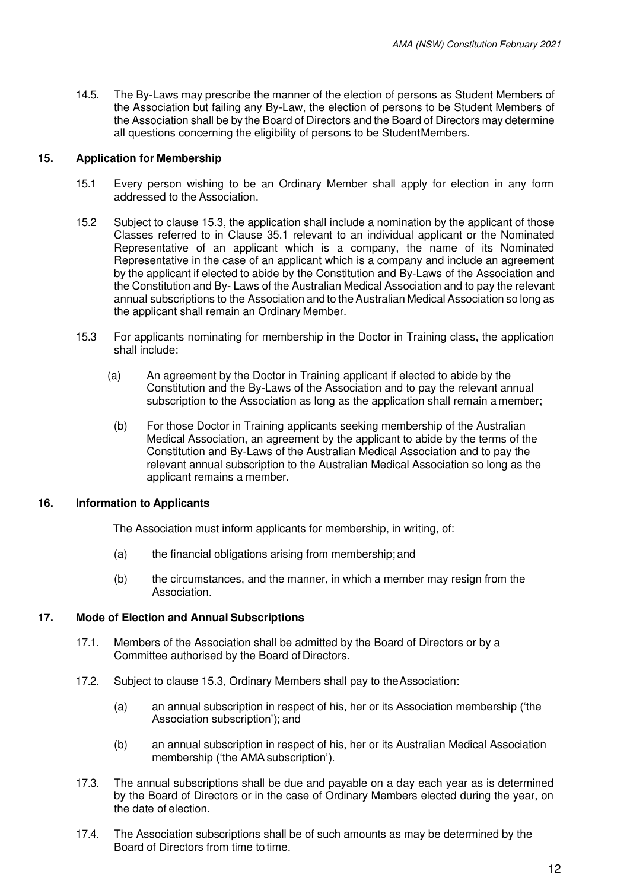14.5. The By-Laws may prescribe the manner of the election of persons as Student Members of the Association but failing any By-Law, the election of persons to be Student Members of the Association shall be by the Board of Directors and the Board of Directors may determine all questions concerning the eligibility of persons to be Student Members.

## 15. Application for Membership

15.1 Every person wishing to be an Ordinary Member shall apply for election in any form addressed to the Association.

15.2 Subject to clause 15.3, the application shall include a nomination by the applicant of those Classes referred to in Clause 35.1 relevant to an individual applicant or the Nominated Representative of an applicant which is a company, the name of its Nominated Representative in the case of an applicant which is a company and include an agreement by the applicant if elected to abide by the Constitution and By-Laws of the Association and the Constitution and By- Laws of the Australian Medical Association and to pay the relevant annual subscriptions to the Association and to the Australian Medical Association so long as the applicant shall remain an Ordinary Member.

15.3 For applicants nominating for membership in the Doctor in Training class, the application shall include:

(a) An agreement by the Doctor in Training applicant if elected to abide by the Constitution and the By-Laws of the Association and to pay the relevant annual subscription to the Association as long as the application shall remain a member;

(b) For those Doctor in Training applicants seeking membership of the Australian Medical Association, an agreement by the applicant to abide by the terms of the Constitution and By-Laws of the Australian Medical Association and to pay the relevant annual subscription to the Australian Medical Association so long as the applicant remains a member.

## 16. Information to Applicants

The Association must inform applicants for membership, in writing, of:

(a) the financial obligations arising from membership; and

(b) the circumstances, and the manner, in which a member may resign from the Association.

## 17. Mode of Election and Annual Subscriptions

17.1. Members of the Association shall be admitted by the Board of Directors or by a Committee authorised by the Board of Directors.

17.2. Subject to clause 15.3, Ordinary Members shall pay to the Association:

(a) an annual subscription in respect of his, her or its Association membership ('the Association subscription'); and

(b) an annual subscription in respect of his, her or its Australian Medical Association membership ('the AMA subscription').

17.3. The annual subscriptions shall be due and payable on a day each year as is determined by the Board of Directors or in the case of Ordinary Members elected during the year, on the date of election.

17.4. The Association subscriptions shall be of such amounts as may be determined by the Board of Directors from time to time.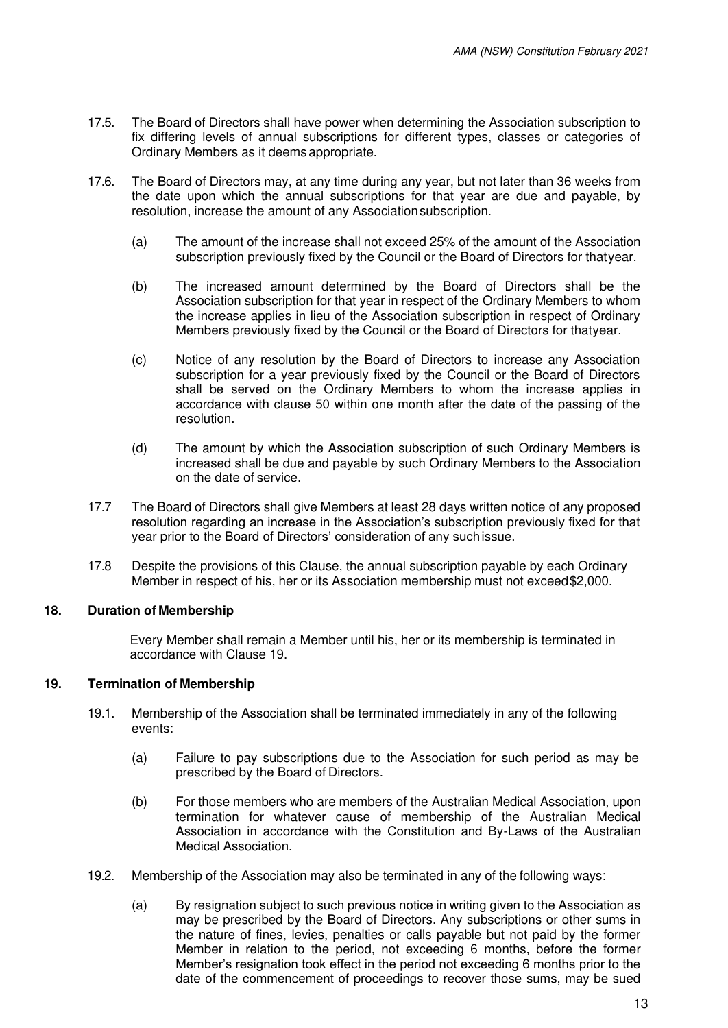17.5. The Board of Directors shall have power when determining the Association subscription to fix differing levels of annual subscriptions for different types, classes or categories of Ordinary Members as it deems appropriate.

17.6. The Board of Directors may, at any time during any year, but not later than 36 weeks from the date upon which the annual subscriptions for that year are due and payable, by resolution, increase the amount of any Association subscription.

(a) The amount of the increase shall not exceed 25% of the amount of the Association subscription previously fixed by the Council or the Board of Directors for that year.

(b) The increased amount determined by the Board of Directors shall be the Association subscription for that year in respect of the Ordinary Members to whom the increase applies in lieu of the Association subscription in respect of Ordinary Members previously fixed by the Council or the Board of Directors for that year.

(c) Notice of any resolution by the Board of Directors to increase any Association subscription for a year previously fixed by the Council or the Board of Directors shall be served on the Ordinary Members to whom the increase applies in accordance with clause 50 within one month after the date of the passing of the resolution.

(d) The amount by which the Association subscription of such Ordinary Members is increased shall be due and payable by such Ordinary Members to the Association on the date of service.

17.7 The Board of Directors shall give Members at least 28 days written notice of any proposed resolution regarding an increase in the Association's subscription previously fixed for that year prior to the Board of Directors' consideration of any such issue.

17.8 Despite the provisions of this Clause, the annual subscription payable by each Ordinary Member in respect of his, her or its Association membership must not exceed $2,000.

### 18. Duration of Membership

Every Member shall remain a Member until his, her or its membership is terminated in accordance with Clause 19.

### 19. Termination of Membership

19.1. Membership of the Association shall be terminated immediately in any of the following events:

(a) Failure to pay subscriptions due to the Association for such period as may be prescribed by the Board of Directors.

(b) For those members who are members of the Australian Medical Association, upon termination for whatever cause of membership of the Australian Medical Association in accordance with the Constitution and By-Laws of the Australian Medical Association.

19.2. Membership of the Association may also be terminated in any of the following ways:

(a) By resignation subject to such previous notice in writing given to the Association as may be prescribed by the Board of Directors. Any subscriptions or other sums in the nature of fines, levies, penalties or calls payable but not paid by the former Member in relation to the period, not exceeding 6 months, before the former Member's resignation took effect in the period not exceeding 6 months prior to the date of the commencement of proceedings to recover those sums, may be sued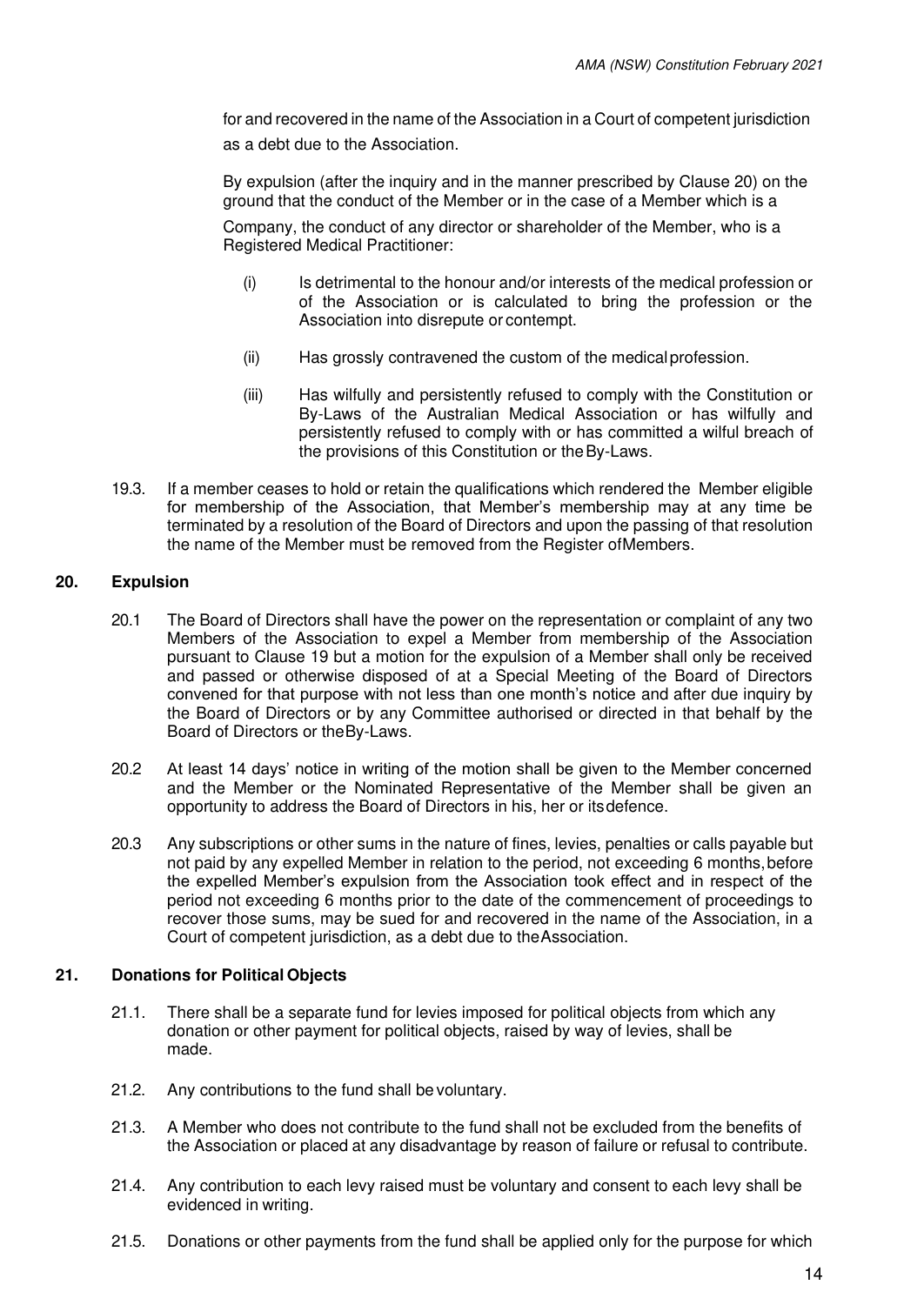for and recovered in the name of the Association in a Court of competent jurisdiction as a debt due to the Association.

By expulsion (after the inquiry and in the manner prescribed by Clause 20) on the ground that the conduct of the Member or in the case of a Member which is a Company, the conduct of any director or shareholder of the Member, who is a Registered Medical Practitioner:

(i) Is detrimental to the honour and/or interests of the medical profession or of the Association or is calculated to bring the profession or the Association into disrepute or contempt.

(ii) Has grossly contravened the custom of the medical profession.

(iii) Has wilfully and persistently refused to comply with the Constitution or By-Laws of the Australian Medical Association or has wilfully and persistently refused to comply with or has committed a wilful breach of the provisions of this Constitution or the By-Laws.

19.3. If a member ceases to hold or retain the qualifications which rendered the Member eligible for membership of the Association, that Member's membership may at any time be terminated by a resolution of the Board of Directors and upon the passing of that resolution the name of the Member must be removed from the Register of Members.

## 20. Expulsion

20.1 The Board of Directors shall have the power on the representation or complaint of any two Members of the Association to expel a Member from membership of the Association pursuant to Clause 19 but a motion for the expulsion of a Member shall only be received and passed or otherwise disposed of at a Special Meeting of the Board of Directors convened for that purpose with not less than one month's notice and after due inquiry by the Board of Directors or by any Committee authorised or directed in that behalf by the Board of Directors or the By-Laws.

20.2 At least 14 days' notice in writing of the motion shall be given to the Member concerned and the Member or the Nominated Representative of the Member shall be given an opportunity to address the Board of Directors in his, her or its defence.

20.3 Any subscriptions or other sums in the nature of fines, levies, penalties or calls payable but not paid by any expelled Member in relation to the period, not exceeding 6 months, before the expelled Member's expulsion from the Association took effect and in respect of the period not exceeding 6 months prior to the date of the commencement of proceedings to recover those sums, may be sued for and recovered in the name of the Association, in a Court of competent jurisdiction, as a debt due to the Association.

## 21. Donations for Political Objects

21.1. There shall be a separate fund for levies imposed for political objects from which any donation or other payment for political objects, raised by way of levies, shall be made.

21.2. Any contributions to the fund shall be voluntary.

21.3. A Member who does not contribute to the fund shall not be excluded from the benefits of the Association or placed at any disadvantage by reason of failure or refusal to contribute.

21.4. Any contribution to each levy raised must be voluntary and consent to each levy shall be evidenced in writing.

21.5. Donations or other payments from the fund shall be applied only for the purpose for which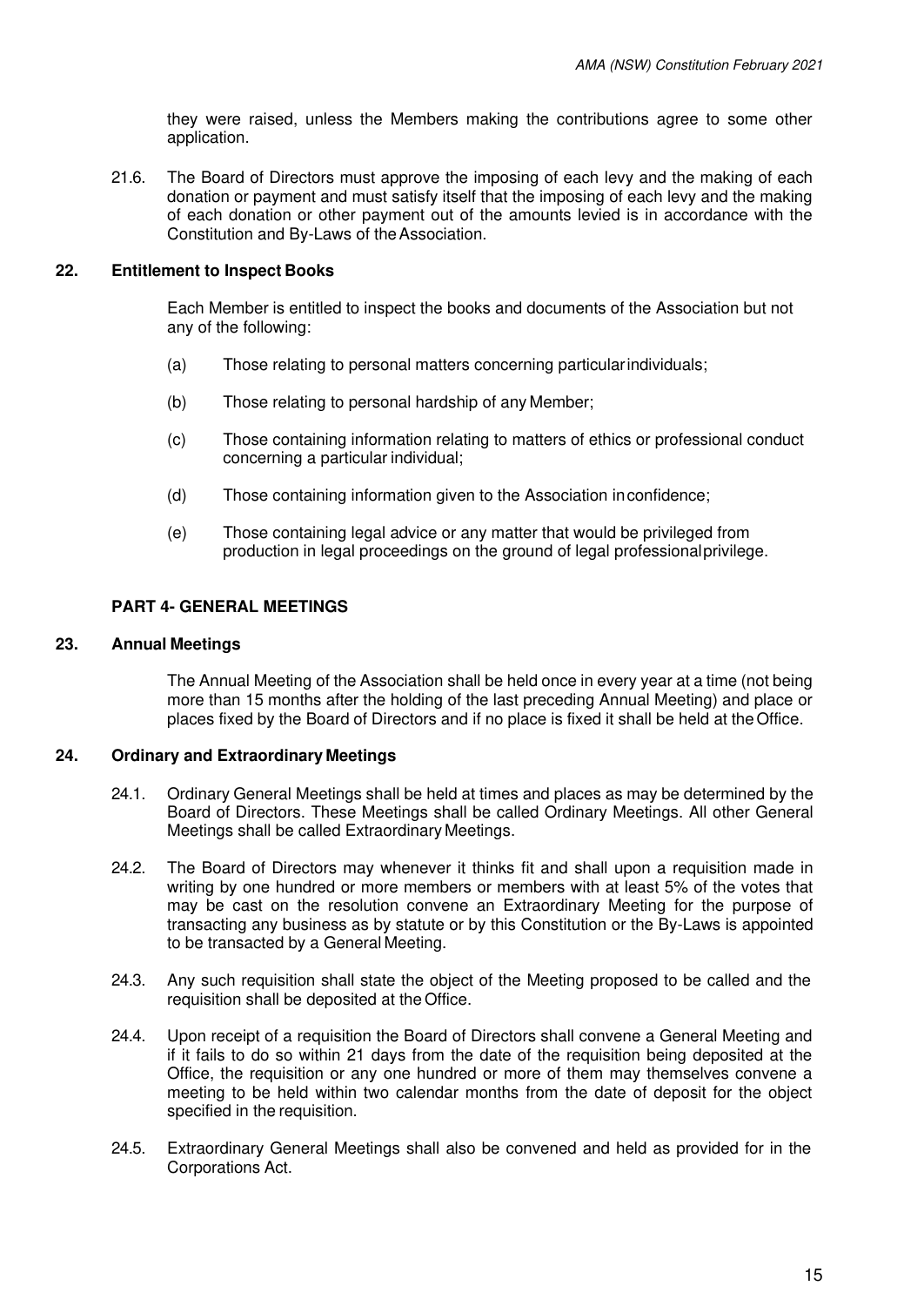they were raised, unless the Members making the contributions agree to some other application.

21.6. The Board of Directors must approve the imposing of each levy and the making of each donation or payment and must satisfy itself that the imposing of each levy and the making of each donation or other payment out of the amounts levied is in accordance with the Constitution and By-Laws of the Association.

### 22. Entitlement to Inspect Books

Each Member is entitled to inspect the books and documents of the Association but not any of the following:

(a) Those relating to personal matters concerning particular individuals;

(b) Those relating to personal hardship of any Member;

(c) Those containing information relating to matters of ethics or professional conduct concerning a particular individual;

(d) Those containing information given to the Association in confidence;

(e) Those containing legal advice or any matter that would be privileged from production in legal proceedings on the ground of legal professional privilege.

## PART 4- GENERAL MEETINGS

### 23. Annual Meetings

The Annual Meeting of the Association shall be held once in every year at a time (not being more than 15 months after the holding of the last preceding Annual Meeting) and place or places fixed by the Board of Directors and if no place is fixed it shall be held at the Office.

### 24. Ordinary and Extraordinary Meetings

24.1. Ordinary General Meetings shall be held at times and places as may be determined by the Board of Directors. These Meetings shall be called Ordinary Meetings. All other General Meetings shall be called Extraordinary Meetings.

24.2. The Board of Directors may whenever it thinks fit and shall upon a requisition made in writing by one hundred or more members or members with at least 5% of the votes that may be cast on the resolution convene an Extraordinary Meeting for the purpose of transacting any business as by statute or by this Constitution or the By-Laws is appointed to be transacted by a General Meeting.

24.3. Any such requisition shall state the object of the Meeting proposed to be called and the requisition shall be deposited at the Office.

24.4. Upon receipt of a requisition the Board of Directors shall convene a General Meeting and if it fails to do so within 21 days from the date of the requisition being deposited at the Office, the requisition or any one hundred or more of them may themselves convene a meeting to be held within two calendar months from the date of deposit for the object specified in the requisition.

24.5. Extraordinary General Meetings shall also be convened and held as provided for in the Corporations Act.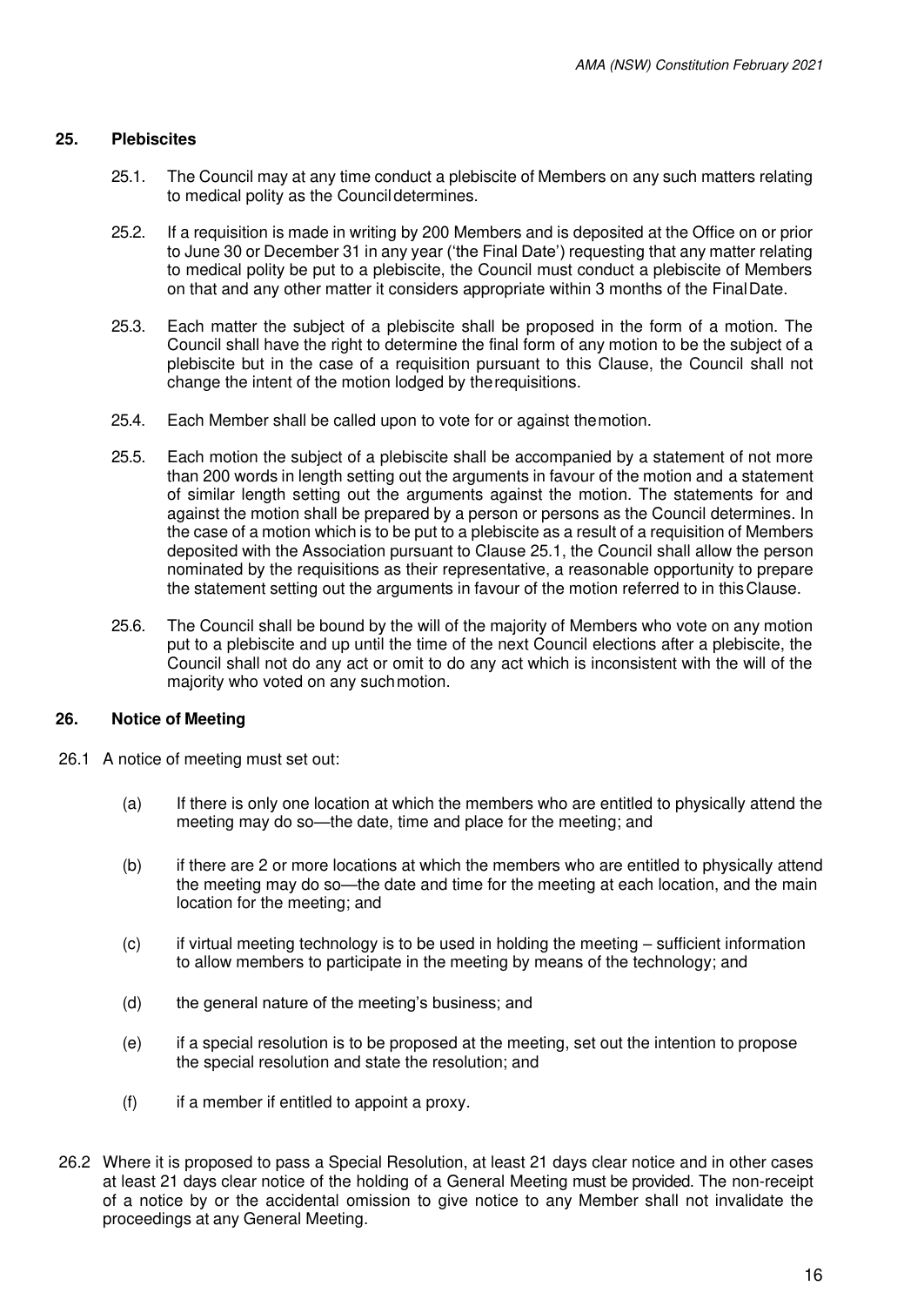## 25. Plebiscites

25.1. The Council may at any time conduct a plebiscite of Members on any such matters relating to medical polity as the Council determines.

25.2. If a requisition is made in writing by 200 Members and is deposited at the Office on or prior to June 30 or December 31 in any year ('the Final Date') requesting that any matter relating to medical polity be put to a plebiscite, the Council must conduct a plebiscite of Members on that and any other matter it considers appropriate within 3 months of the Final Date.

25.3. Each matter the subject of a plebiscite shall be proposed in the form of a motion. The Council shall have the right to determine the final form of any motion to be the subject of a plebiscite but in the case of a requisition pursuant to this Clause, the Council shall not change the intent of the motion lodged by the requisitions.

25.4. Each Member shall be called upon to vote for or against the motion.

25.5. Each motion the subject of a plebiscite shall be accompanied by a statement of not more than 200 words in length setting out the arguments in favour of the motion and a statement of similar length setting out the arguments against the motion. The statements for and against the motion shall be prepared by a person or persons as the Council determines. In the case of a motion which is to be put to a plebiscite as a result of a requisition of Members deposited with the Association pursuant to Clause 25.1, the Council shall allow the person nominated by the requisitions as their representative, a reasonable opportunity to prepare the statement setting out the arguments in favour of the motion referred to in this Clause.

25.6. The Council shall be bound by the will of the majority of Members who vote on any motion put to a plebiscite and up until the time of the next Council elections after a plebiscite, the Council shall not do any act or omit to do any act which is inconsistent with the will of the majority who voted on any such motion.

## 26. Notice of Meeting

26.1 A notice of meeting must set out:

(a) If there is only one location at which the members who are entitled to physically attend the meeting may do so—the date, time and place for the meeting; and

(b) if there are 2 or more locations at which the members who are entitled to physically attend the meeting may do so—the date and time for the meeting at each location, and the main location for the meeting; and

(c) if virtual meeting technology is to be used in holding the meeting – sufficient information to allow members to participate in the meeting by means of the technology; and

(d) the general nature of the meeting's business; and

(e) if a special resolution is to be proposed at the meeting, set out the intention to propose the special resolution and state the resolution; and

(f) if a member if entitled to appoint a proxy.

26.2 Where it is proposed to pass a Special Resolution, at least 21 days clear notice and in other cases at least 21 days clear notice of the holding of a General Meeting must be provided. The non-receipt of a notice by or the accidental omission to give notice to any Member shall not invalidate the proceedings at any General Meeting.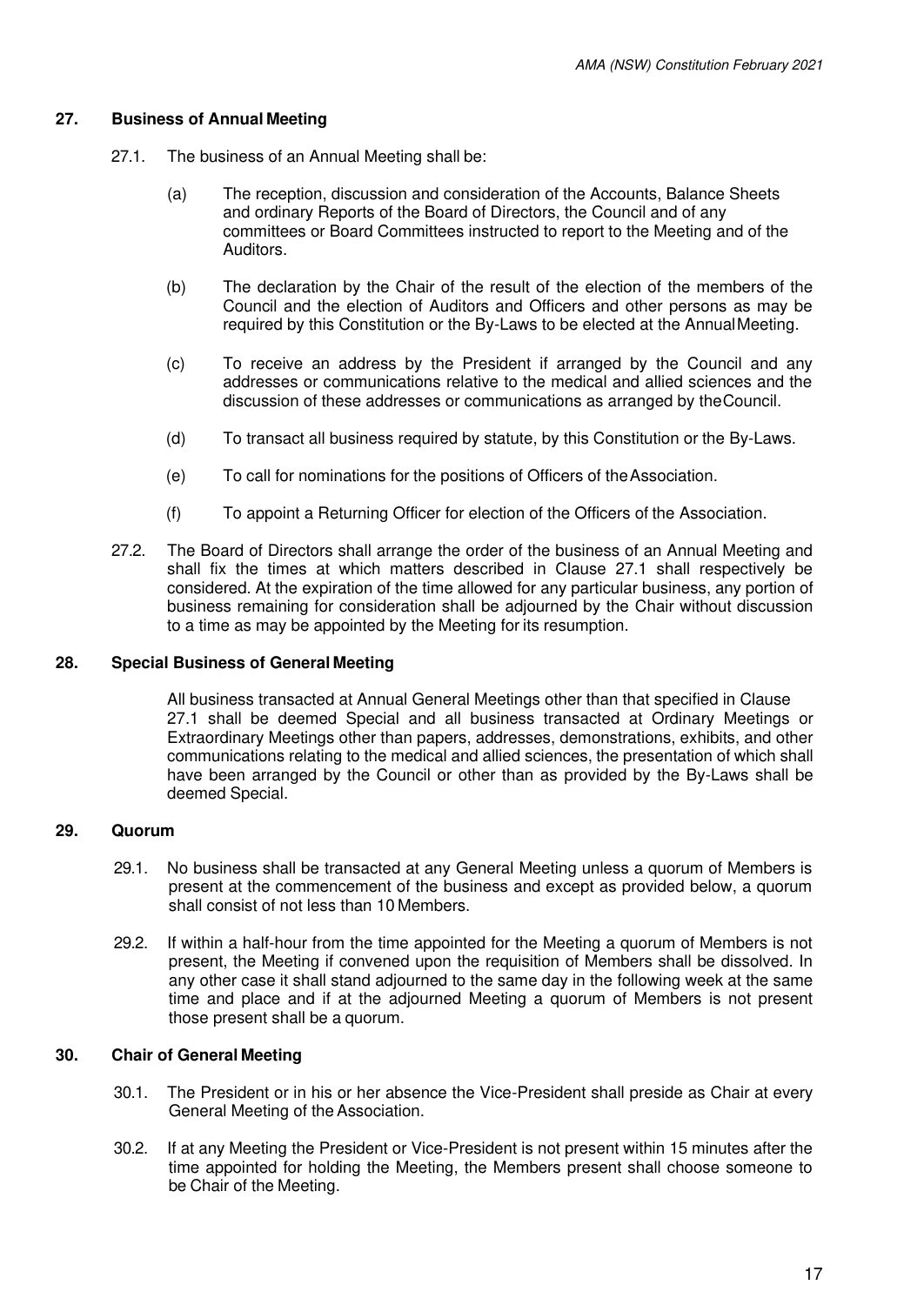## 27. Business of Annual Meeting

27.1. The business of an Annual Meeting shall be:

(a) The reception, discussion and consideration of the Accounts, Balance Sheets and ordinary Reports of the Board of Directors, the Council and of any committees or Board Committees instructed to report to the Meeting and of the Auditors.

(b) The declaration by the Chair of the result of the election of the members of the Council and the election of Auditors and Officers and other persons as may be required by this Constitution or the By-Laws to be elected at the Annual Meeting.

(c) To receive an address by the President if arranged by the Council and any addresses or communications relative to the medical and allied sciences and the discussion of these addresses or communications as arranged by the Council.

(d) To transact all business required by statute, by this Constitution or the By-Laws.

(e) To call for nominations for the positions of Officers of the Association.

(f) To appoint a Returning Officer for election of the Officers of the Association.

27.2. The Board of Directors shall arrange the order of the business of an Annual Meeting and shall fix the times at which matters described in Clause 27.1 shall respectively be considered. At the expiration of the time allowed for any particular business, any portion of business remaining for consideration shall be adjourned by the Chair without discussion to a time as may be appointed by the Meeting for its resumption.

## 28. Special Business of General Meeting

All business transacted at Annual General Meetings other than that specified in Clause 27.1 shall be deemed Special and all business transacted at Ordinary Meetings or Extraordinary Meetings other than papers, addresses, demonstrations, exhibits, and other communications relating to the medical and allied sciences, the presentation of which shall have been arranged by the Council or other than as provided by the By-Laws shall be deemed Special.

## 29. Quorum

29.1. No business shall be transacted at any General Meeting unless a quorum of Members is present at the commencement of the business and except as provided below, a quorum shall consist of not less than 10 Members.

29.2. If within a half-hour from the time appointed for the Meeting a quorum of Members is not present, the Meeting if convened upon the requisition of Members shall be dissolved. In any other case it shall stand adjourned to the same day in the following week at the same time and place and if at the adjourned Meeting a quorum of Members is not present those present shall be a quorum.

## 30. Chair of General Meeting

30.1. The President or in his or her absence the Vice-President shall preside as Chair at every General Meeting of the Association.

30.2. If at any Meeting the President or Vice-President is not present within 15 minutes after the time appointed for holding the Meeting, the Members present shall choose someone to be Chair of the Meeting.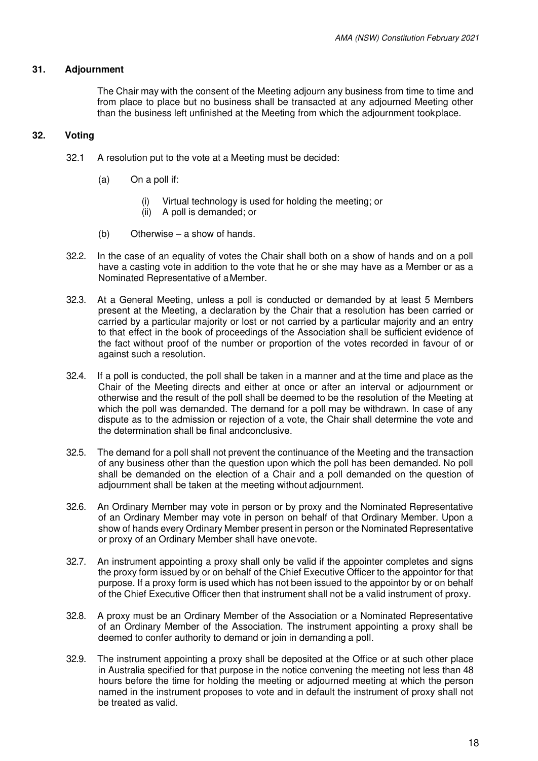## 31. Adjournment

The Chair may with the consent of the Meeting adjourn any business from time to time and from place to place but no business shall be transacted at any adjourned Meeting other than the business left unfinished at the Meeting from which the adjournment tookplace.

## 32. Voting

32.1 A resolution put to the vote at a Meeting must be decided:

(a) On a poll if:

(i) Virtual technology is used for holding the meeting; or
(ii) A poll is demanded; or

(b) Otherwise – a show of hands.

32.2. In the case of an equality of votes the Chair shall both on a show of hands and on a poll have a casting vote in addition to the vote that he or she may have as a Member or as a Nominated Representative of aMember.

32.3. At a General Meeting, unless a poll is conducted or demanded by at least 5 Members present at the Meeting, a declaration by the Chair that a resolution has been carried or carried by a particular majority or lost or not carried by a particular majority and an entry to that effect in the book of proceedings of the Association shall be sufficient evidence of the fact without proof of the number or proportion of the votes recorded in favour of or against such a resolution.

32.4. If a poll is conducted, the poll shall be taken in a manner and at the time and place as the Chair of the Meeting directs and either at once or after an interval or adjournment or otherwise and the result of the poll shall be deemed to be the resolution of the Meeting at which the poll was demanded. The demand for a poll may be withdrawn. In case of any dispute as to the admission or rejection of a vote, the Chair shall determine the vote and the determination shall be final andconclusive.

32.5. The demand for a poll shall not prevent the continuance of the Meeting and the transaction of any business other than the question upon which the poll has been demanded. No poll shall be demanded on the election of a Chair and a poll demanded on the question of adjournment shall be taken at the meeting without adjournment.

32.6. An Ordinary Member may vote in person or by proxy and the Nominated Representative of an Ordinary Member may vote in person on behalf of that Ordinary Member. Upon a show of hands every Ordinary Member present in person or the Nominated Representative or proxy of an Ordinary Member shall have onevote.

32.7. An instrument appointing a proxy shall only be valid if the appointer completes and signs the proxy form issued by or on behalf of the Chief Executive Officer to the appointor for that purpose. If a proxy form is used which has not been issued to the appointor by or on behalf of the Chief Executive Officer then that instrument shall not be a valid instrument of proxy.

32.8. A proxy must be an Ordinary Member of the Association or a Nominated Representative of an Ordinary Member of the Association. The instrument appointing a proxy shall be deemed to confer authority to demand or join in demanding a poll.

32.9. The instrument appointing a proxy shall be deposited at the Office or at such other place in Australia specified for that purpose in the notice convening the meeting not less than 48 hours before the time for holding the meeting or adjourned meeting at which the person named in the instrument proposes to vote and in default the instrument of proxy shall not be treated as valid.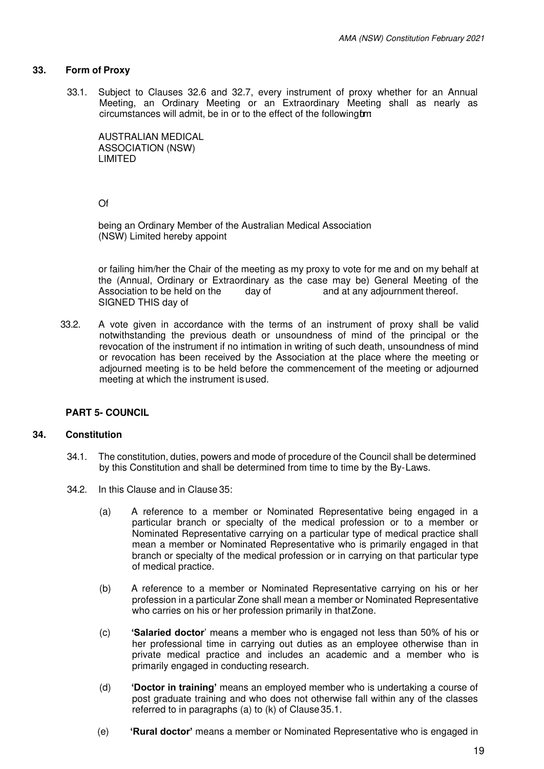## 33. Form of Proxy

33.1. Subject to Clauses 32.6 and 32.7, every instrument of proxy whether for an Annual Meeting, an Ordinary Meeting or an Extraordinary Meeting shall as nearly as circumstances will admit, be in or to the effect of the following form:

AUSTRALIAN MEDICAL ASSOCIATION (NSW) LIMITED

Of

being an Ordinary Member of the Australian Medical Association (NSW) Limited hereby appoint

or failing him/her the Chair of the meeting as my proxy to vote for me and on my behalf at the (Annual, Ordinary or Extraordinary as the case may be) General Meeting of the Association to be held on the day of and at any adjournment thereof.
SIGNED THIS day of

33.2. A vote given in accordance with the terms of an instrument of proxy shall be valid notwithstanding the previous death or unsoundness of mind of the principal or the revocation of the instrument if no intimation in writing of such death, unsoundness of mind or revocation has been received by the Association at the place where the meeting or adjourned meeting is to be held before the commencement of the meeting or adjourned meeting at which the instrument is used.

## PART 5- COUNCIL

## 34. Constitution

34.1. The constitution, duties, powers and mode of procedure of the Council shall be determined by this Constitution and shall be determined from time to time by the By-Laws.

34.2. In this Clause and in Clause 35:

(a) A reference to a member or Nominated Representative being engaged in a particular branch or specialty of the medical profession or to a member or Nominated Representative carrying on a particular type of medical practice shall mean a member or Nominated Representative who is primarily engaged in that branch or specialty of the medical profession or in carrying on that particular type of medical practice.

(b) A reference to a member or Nominated Representative carrying on his or her profession in a particular Zone shall mean a member or Nominated Representative who carries on his or her profession primarily in that Zone.

(c) **'Salaried doctor**' means a member who is engaged not less than 50% of his or her professional time in carrying out duties as an employee otherwise than in private medical practice and includes an academic and a member who is primarily engaged in conducting research.

(d) **'Doctor in training'** means an employed member who is undertaking a course of post graduate training and who does not otherwise fall within any of the classes referred to in paragraphs (a) to (k) of Clause 35.1.

(e) **'Rural doctor'** means a member or Nominated Representative who is engaged in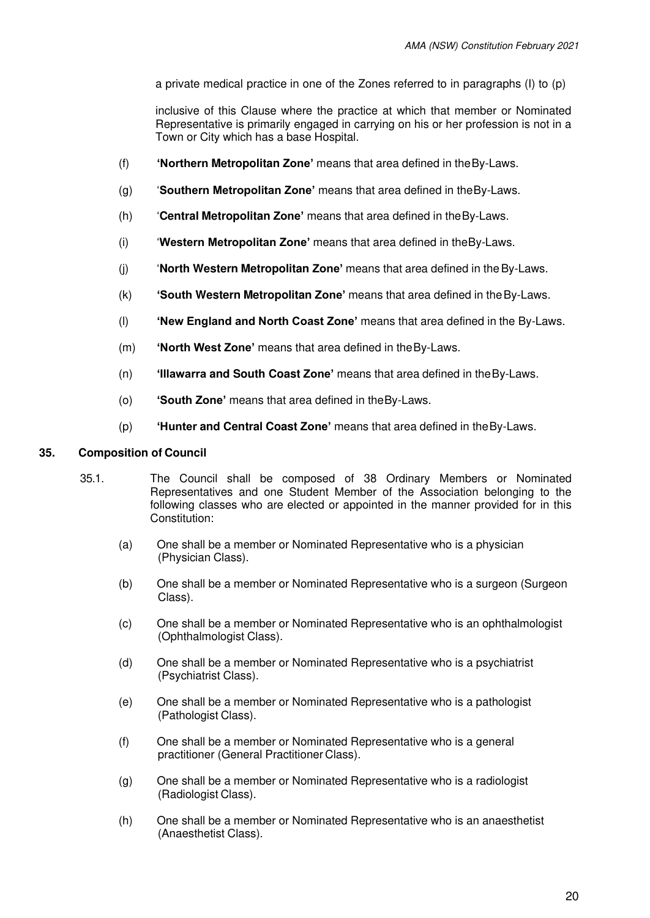a private medical practice in one of the Zones referred to in paragraphs (l) to (p)

inclusive of this Clause where the practice at which that member or Nominated Representative is primarily engaged in carrying on his or her profession is not in a Town or City which has a base Hospital.

(f) **'Northern Metropolitan Zone'** means that area defined in the By-Laws.

(g) '**Southern Metropolitan Zone'** means that area defined in the By-Laws.

(h) '**Central Metropolitan Zone'** means that area defined in the By-Laws.

(i) '**Western Metropolitan Zone'** means that area defined in the By-Laws.

(j) '**North Western Metropolitan Zone'** means that area defined in the By-Laws.

(k) **'South Western Metropolitan Zone'** means that area defined in the By-Laws.

(l) **'New England and North Coast Zone'** means that area defined in the By-Laws.

(m) **'North West Zone'** means that area defined in the By-Laws.

(n) **'Illawarra and South Coast Zone'** means that area defined in the By-Laws.

(o) **'South Zone'** means that area defined in the By-Laws.

(p) **'Hunter and Central Coast Zone'** means that area defined in the By-Laws.

## 35. Composition of Council

35.1. The Council shall be composed of 38 Ordinary Members or Nominated Representatives and one Student Member of the Association belonging to the following classes who are elected or appointed in the manner provided for in this Constitution:

(a) One shall be a member or Nominated Representative who is a physician (Physician Class).

(b) One shall be a member or Nominated Representative who is a surgeon (Surgeon Class).

(c) One shall be a member or Nominated Representative who is an ophthalmologist (Ophthalmologist Class).

(d) One shall be a member or Nominated Representative who is a psychiatrist (Psychiatrist Class).

(e) One shall be a member or Nominated Representative who is a pathologist (Pathologist Class).

(f) One shall be a member or Nominated Representative who is a general practitioner (General Practitioner Class).

(g) One shall be a member or Nominated Representative who is a radiologist (Radiologist Class).

(h) One shall be a member or Nominated Representative who is an anaesthetist (Anaesthetist Class).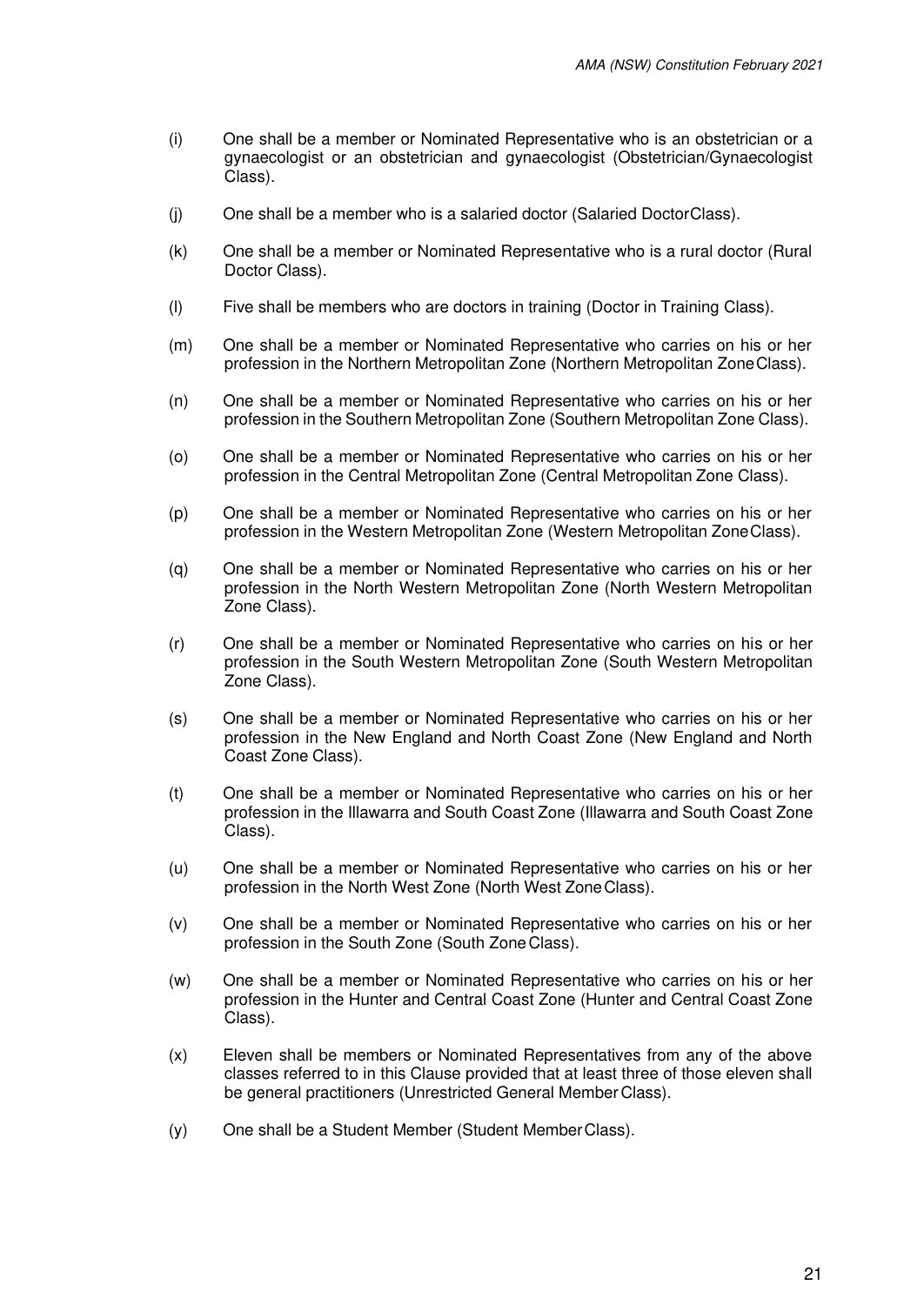(i) One shall be a member or Nominated Representative who is an obstetrician or a gynaecologist or an obstetrician and gynaecologist (Obstetrician/Gynaecologist Class).

(j) One shall be a member who is a salaried doctor (Salaried Doctor Class).

(k) One shall be a member or Nominated Representative who is a rural doctor (Rural Doctor Class).

(l) Five shall be members who are doctors in training (Doctor in Training Class).

(m) One shall be a member or Nominated Representative who carries on his or her profession in the Northern Metropolitan Zone (Northern Metropolitan Zone Class).

(n) One shall be a member or Nominated Representative who carries on his or her profession in the Southern Metropolitan Zone (Southern Metropolitan Zone Class).

(o) One shall be a member or Nominated Representative who carries on his or her profession in the Central Metropolitan Zone (Central Metropolitan Zone Class).

(p) One shall be a member or Nominated Representative who carries on his or her profession in the Western Metropolitan Zone (Western Metropolitan Zone Class).

(q) One shall be a member or Nominated Representative who carries on his or her profession in the North Western Metropolitan Zone (North Western Metropolitan Zone Class).

(r) One shall be a member or Nominated Representative who carries on his or her profession in the South Western Metropolitan Zone (South Western Metropolitan Zone Class).

(s) One shall be a member or Nominated Representative who carries on his or her profession in the New England and North Coast Zone (New England and North Coast Zone Class).

(t) One shall be a member or Nominated Representative who carries on his or her profession in the Illawarra and South Coast Zone (Illawarra and South Coast Zone Class).

(u) One shall be a member or Nominated Representative who carries on his or her profession in the North West Zone (North West Zone Class).

(v) One shall be a member or Nominated Representative who carries on his or her profession in the South Zone (South Zone Class).

(w) One shall be a member or Nominated Representative who carries on his or her profession in the Hunter and Central Coast Zone (Hunter and Central Coast Zone Class).

(x) Eleven shall be members or Nominated Representatives from any of the above classes referred to in this Clause provided that at least three of those eleven shall be general practitioners (Unrestricted General Member Class).

(y) One shall be a Student Member (Student Member Class).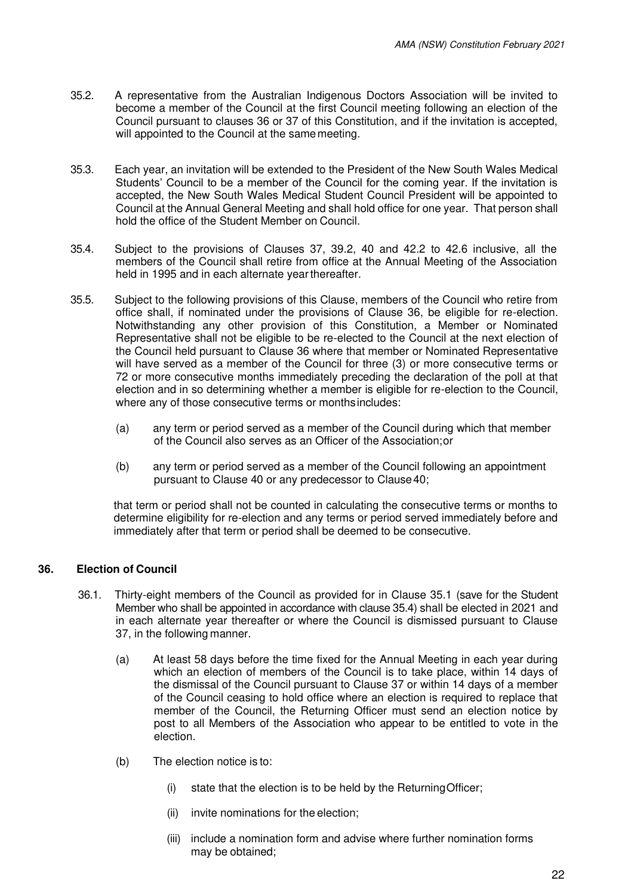35.2. A representative from the Australian Indigenous Doctors Association will be invited to become a member of the Council at the first Council meeting following an election of the Council pursuant to clauses 36 or 37 of this Constitution, and if the invitation is accepted, will appointed to the Council at the same meeting.

35.3. Each year, an invitation will be extended to the President of the New South Wales Medical Students' Council to be a member of the Council for the coming year. If the invitation is accepted, the New South Wales Medical Student Council President will be appointed to Council at the Annual General Meeting and shall hold office for one year. That person shall hold the office of the Student Member on Council.

35.4. Subject to the provisions of Clauses 37, 39.2, 40 and 42.2 to 42.6 inclusive, all the members of the Council shall retire from office at the Annual Meeting of the Association held in 1995 and in each alternate year thereafter.

35.5. Subject to the following provisions of this Clause, members of the Council who retire from office shall, if nominated under the provisions of Clause 36, be eligible for re-election. Notwithstanding any other provision of this Constitution, a Member or Nominated Representative shall not be eligible to be re-elected to the Council at the next election of the Council held pursuant to Clause 36 where that member or Nominated Representative will have served as a member of the Council for three (3) or more consecutive terms or 72 or more consecutive months immediately preceding the declaration of the poll at that election and in so determining whether a member is eligible for re-election to the Council, where any of those consecutive terms or months includes:

(a) any term or period served as a member of the Council during which that member of the Council also serves as an Officer of the Association; or

(b) any term or period served as a member of the Council following an appointment pursuant to Clause 40 or any predecessor to Clause 40;

that term or period shall not be counted in calculating the consecutive terms or months to determine eligibility for re-election and any terms or period served immediately before and immediately after that term or period shall be deemed to be consecutive.

## 36. Election of Council

36.1. Thirty-eight members of the Council as provided for in Clause 35.1 (save for the Student Member who shall be appointed in accordance with clause 35.4) shall be elected in 2021 and in each alternate year thereafter or where the Council is dismissed pursuant to Clause 37, in the following manner.

(a) At least 58 days before the time fixed for the Annual Meeting in each year during which an election of members of the Council is to take place, within 14 days of the dismissal of the Council pursuant to Clause 37 or within 14 days of a member of the Council ceasing to hold office where an election is required to replace that member of the Council, the Returning Officer must send an election notice by post to all Members of the Association who appear to be entitled to vote in the election.

(b) The election notice is to:

(i) state that the election is to be held by the Returning Officer;

(ii) invite nominations for the election;

(iii) include a nomination form and advise where further nomination forms may be obtained;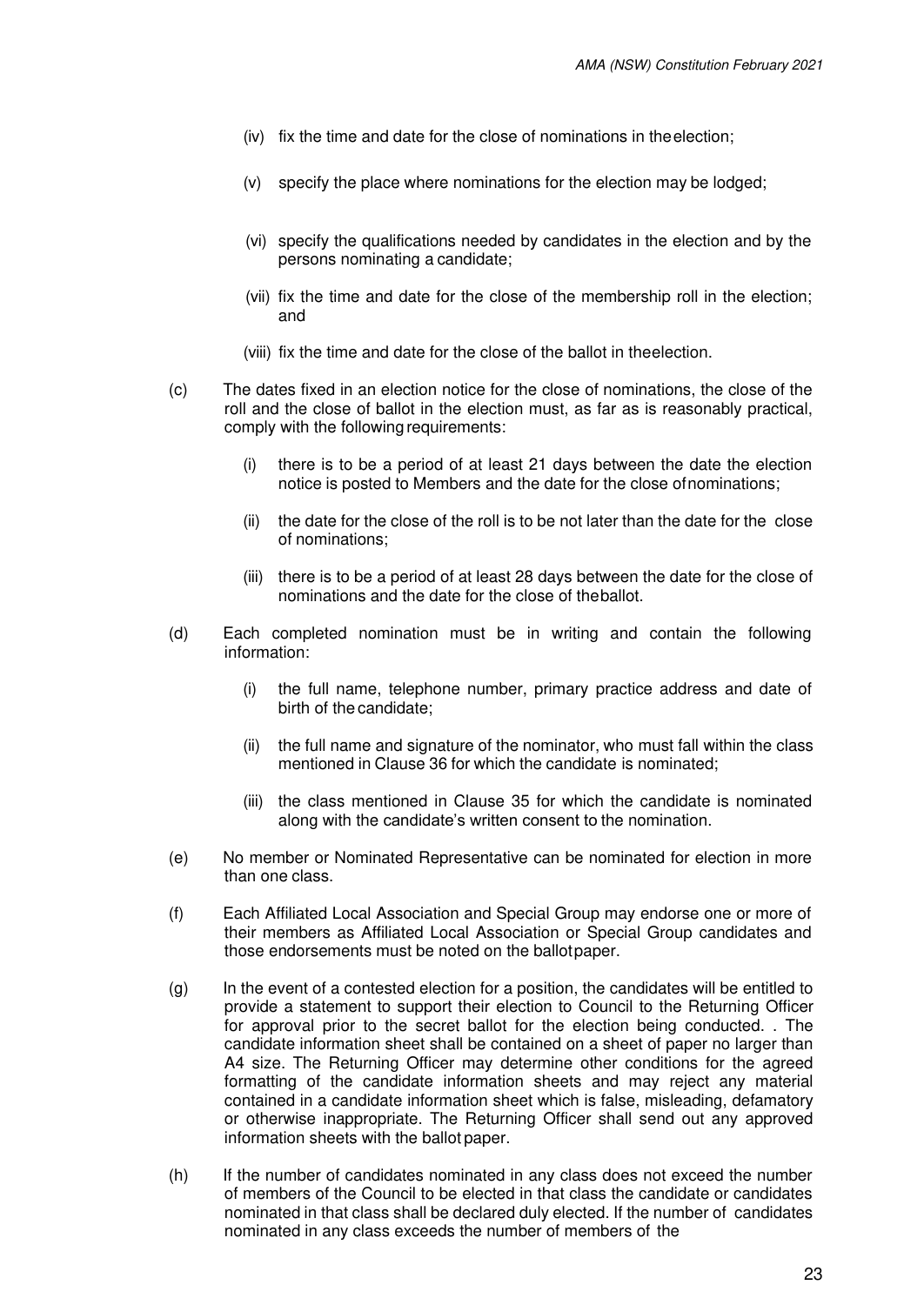(iv) fix the time and date for the close of nominations in the election;

(v) specify the place where nominations for the election may be lodged;

(vi) specify the qualifications needed by candidates in the election and by the persons nominating a candidate;

(vii) fix the time and date for the close of the membership roll in the election; and

(viii) fix the time and date for the close of the ballot in the election.

(c) The dates fixed in an election notice for the close of nominations, the close of the roll and the close of ballot in the election must, as far as is reasonably practical, comply with the following requirements:

(i) there is to be a period of at least 21 days between the date the election notice is posted to Members and the date for the close of nominations;

(ii) the date for the close of the roll is to be not later than the date for the close of nominations;

(iii) there is to be a period of at least 28 days between the date for the close of nominations and the date for the close of the ballot.

(d) Each completed nomination must be in writing and contain the following information:

(i) the full name, telephone number, primary practice address and date of birth of the candidate;

(ii) the full name and signature of the nominator, who must fall within the class mentioned in Clause 36 for which the candidate is nominated;

(iii) the class mentioned in Clause 35 for which the candidate is nominated along with the candidate's written consent to the nomination.

(e) No member or Nominated Representative can be nominated for election in more than one class.

(f) Each Affiliated Local Association and Special Group may endorse one or more of their members as Affiliated Local Association or Special Group candidates and those endorsements must be noted on the ballot paper.

(g) In the event of a contested election for a position, the candidates will be entitled to provide a statement to support their election to Council to the Returning Officer for approval prior to the secret ballot for the election being conducted. . The candidate information sheet shall be contained on a sheet of paper no larger than A4 size. The Returning Officer may determine other conditions for the agreed formatting of the candidate information sheets and may reject any material contained in a candidate information sheet which is false, misleading, defamatory or otherwise inappropriate. The Returning Officer shall send out any approved information sheets with the ballot paper.

(h) If the number of candidates nominated in any class does not exceed the number of members of the Council to be elected in that class the candidate or candidates nominated in that class shall be declared duly elected. If the number of candidates nominated in any class exceeds the number of members of the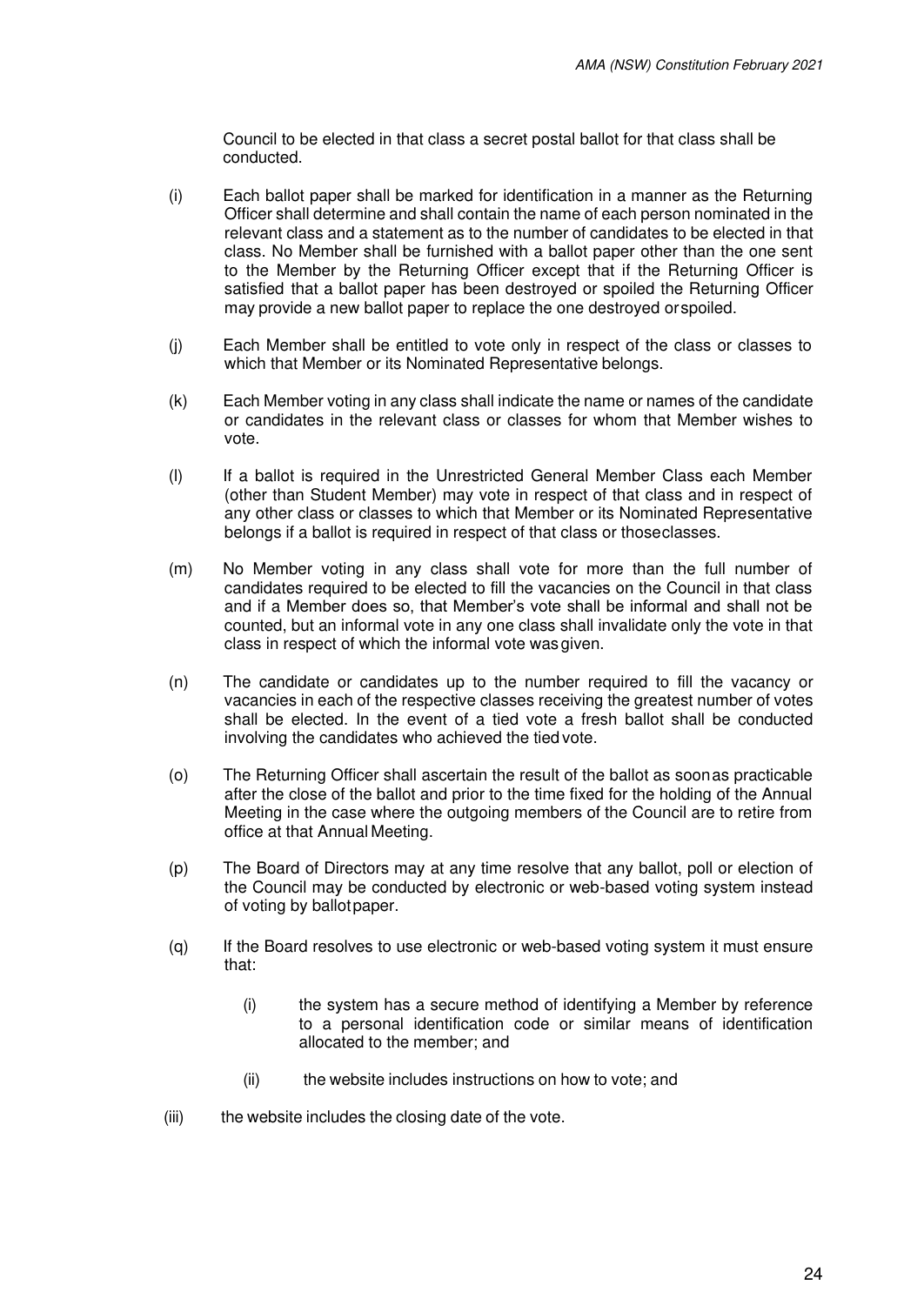Council to be elected in that class a secret postal ballot for that class shall be conducted.

(i) Each ballot paper shall be marked for identification in a manner as the Returning Officer shall determine and shall contain the name of each person nominated in the relevant class and a statement as to the number of candidates to be elected in that class. No Member shall be furnished with a ballot paper other than the one sent to the Member by the Returning Officer except that if the Returning Officer is satisfied that a ballot paper has been destroyed or spoiled the Returning Officer may provide a new ballot paper to replace the one destroyed or spoiled.

(j) Each Member shall be entitled to vote only in respect of the class or classes to which that Member or its Nominated Representative belongs.

(k) Each Member voting in any class shall indicate the name or names of the candidate or candidates in the relevant class or classes for whom that Member wishes to vote.

(l) If a ballot is required in the Unrestricted General Member Class each Member (other than Student Member) may vote in respect of that class and in respect of any other class or classes to which that Member or its Nominated Representative belongs if a ballot is required in respect of that class or those classes.

(m) No Member voting in any class shall vote for more than the full number of candidates required to be elected to fill the vacancies on the Council in that class and if a Member does so, that Member's vote shall be informal and shall not be counted, but an informal vote in any one class shall invalidate only the vote in that class in respect of which the informal vote was given.

(n) The candidate or candidates up to the number required to fill the vacancy or vacancies in each of the respective classes receiving the greatest number of votes shall be elected. In the event of a tied vote a fresh ballot shall be conducted involving the candidates who achieved the tied vote.

(o) The Returning Officer shall ascertain the result of the ballot as soon as practicable after the close of the ballot and prior to the time fixed for the holding of the Annual Meeting in the case where the outgoing members of the Council are to retire from office at that Annual Meeting.

(p) The Board of Directors may at any time resolve that any ballot, poll or election of the Council may be conducted by electronic or web-based voting system instead of voting by ballot paper.

(q) If the Board resolves to use electronic or web-based voting system it must ensure that:

   (i) the system has a secure method of identifying a Member by reference to a personal identification code or similar means of identification allocated to the member; and

   (ii) the website includes instructions on how to vote; and

(iii) the website includes the closing date of the vote.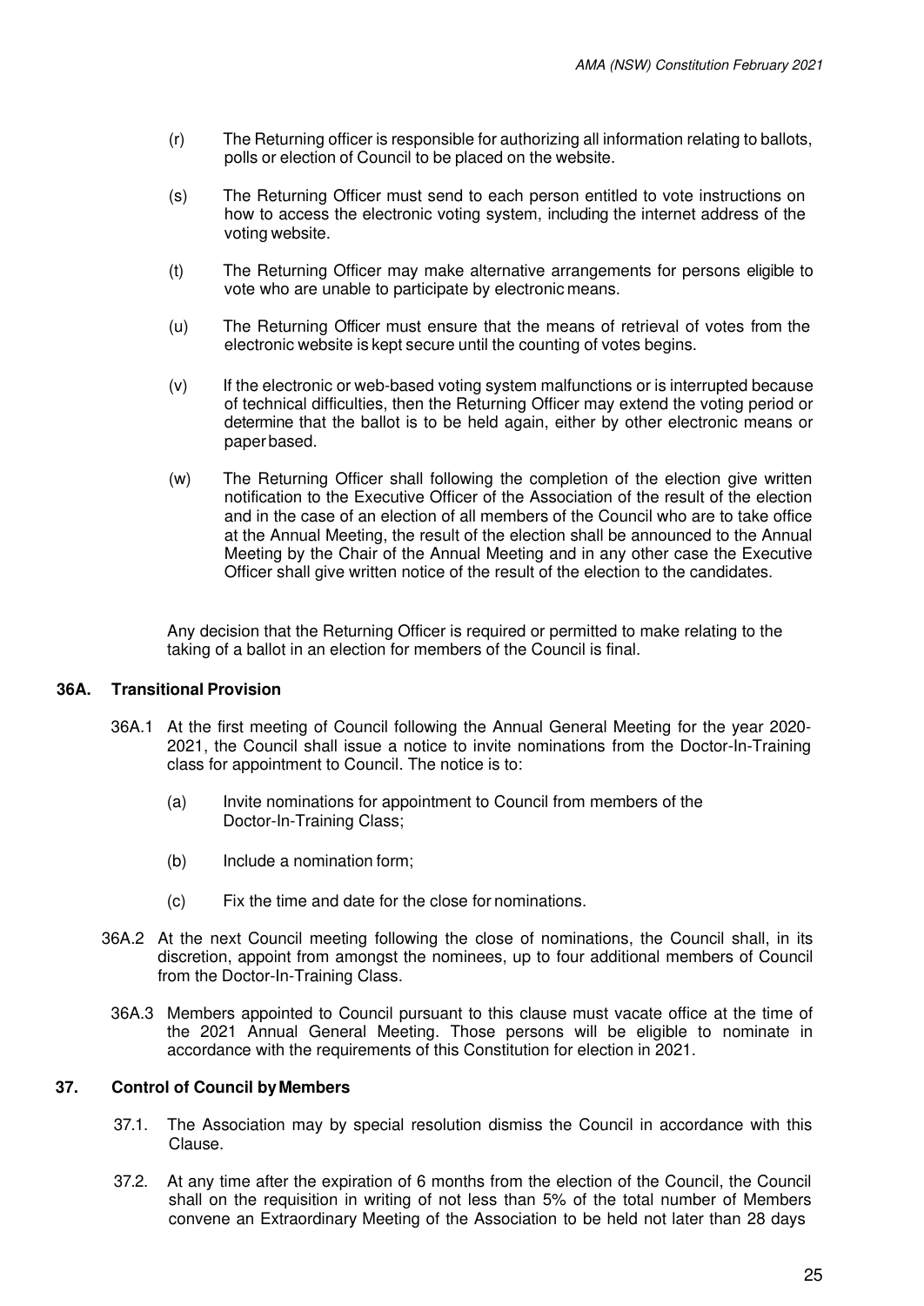(r) The Returning officer is responsible for authorizing all information relating to ballots, polls or election of Council to be placed on the website.

(s) The Returning Officer must send to each person entitled to vote instructions on how to access the electronic voting system, including the internet address of the voting website.

(t) The Returning Officer may make alternative arrangements for persons eligible to vote who are unable to participate by electronic means.

(u) The Returning Officer must ensure that the means of retrieval of votes from the electronic website is kept secure until the counting of votes begins.

(v) If the electronic or web-based voting system malfunctions or is interrupted because of technical difficulties, then the Returning Officer may extend the voting period or determine that the ballot is to be held again, either by other electronic means or paper based.

(w) The Returning Officer shall following the completion of the election give written notification to the Executive Officer of the Association of the result of the election and in the case of an election of all members of the Council who are to take office at the Annual Meeting, the result of the election shall be announced to the Annual Meeting by the Chair of the Annual Meeting and in any other case the Executive Officer shall give written notice of the result of the election to the candidates.

Any decision that the Returning Officer is required or permitted to make relating to the taking of a ballot in an election for members of the Council is final.

### 36A. Transitional Provision

36A.1 At the first meeting of Council following the Annual General Meeting for the year 2020-2021, the Council shall issue a notice to invite nominations from the Doctor-In-Training class for appointment to Council. The notice is to:

(a) Invite nominations for appointment to Council from members of the Doctor-In-Training Class;

(b) Include a nomination form;

(c) Fix the time and date for the close for nominations.

36A.2 At the next Council meeting following the close of nominations, the Council shall, in its discretion, appoint from amongst the nominees, up to four additional members of Council from the Doctor-In-Training Class.

36A.3 Members appointed to Council pursuant to this clause must vacate office at the time of the 2021 Annual General Meeting. Those persons will be eligible to nominate in accordance with the requirements of this Constitution for election in 2021.

### 37. Control of Council by Members

37.1. The Association may by special resolution dismiss the Council in accordance with this Clause.

37.2. At any time after the expiration of 6 months from the election of the Council, the Council shall on the requisition in writing of not less than 5% of the total number of Members convene an Extraordinary Meeting of the Association to be held not later than 28 days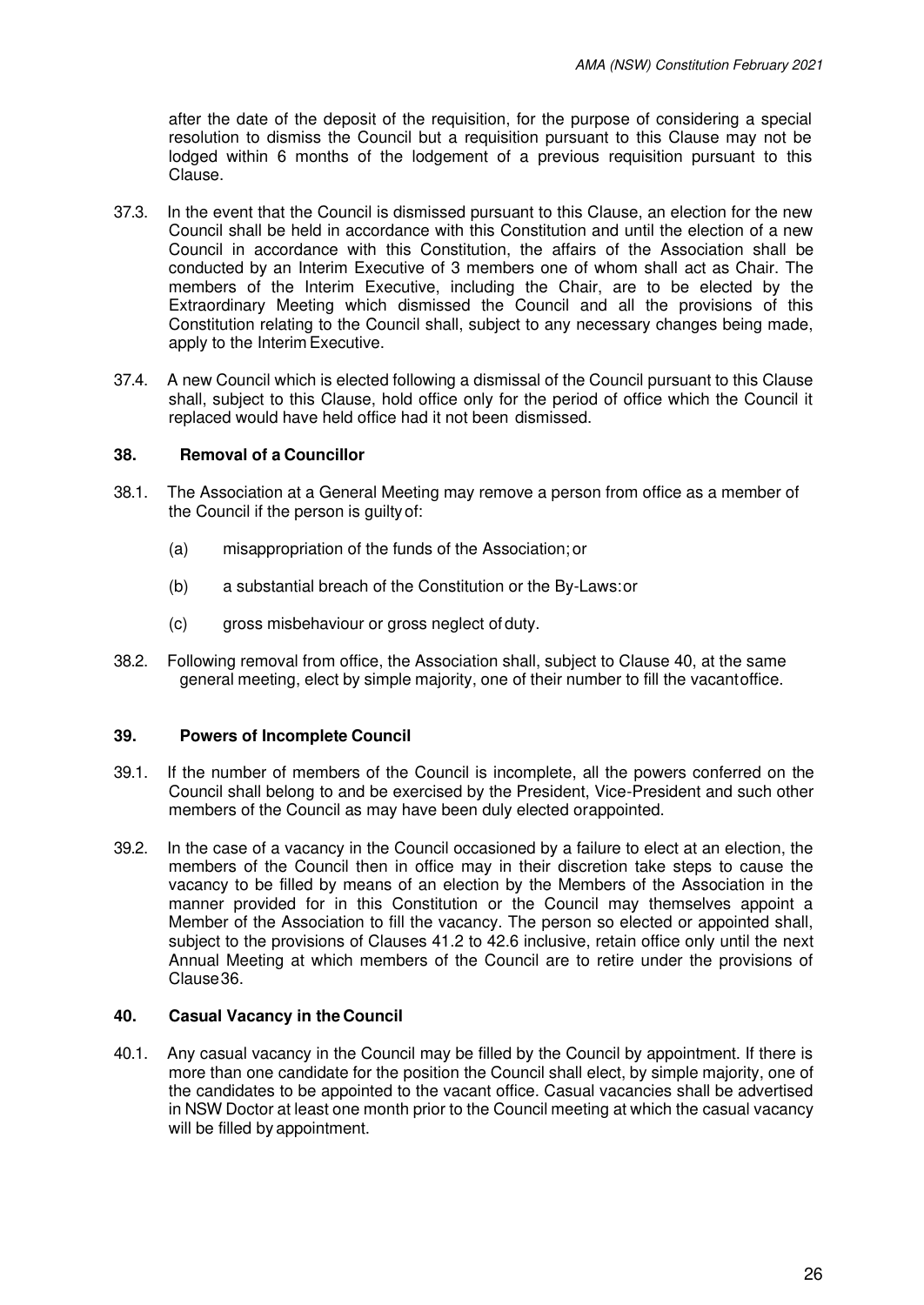after the date of the deposit of the requisition, for the purpose of considering a special resolution to dismiss the Council but a requisition pursuant to this Clause may not be lodged within 6 months of the lodgement of a previous requisition pursuant to this Clause.

37.3. In the event that the Council is dismissed pursuant to this Clause, an election for the new Council shall be held in accordance with this Constitution and until the election of a new Council in accordance with this Constitution, the affairs of the Association shall be conducted by an Interim Executive of 3 members one of whom shall act as Chair. The members of the Interim Executive, including the Chair, are to be elected by the Extraordinary Meeting which dismissed the Council and all the provisions of this Constitution relating to the Council shall, subject to any necessary changes being made, apply to the Interim Executive.

37.4. A new Council which is elected following a dismissal of the Council pursuant to this Clause shall, subject to this Clause, hold office only for the period of office which the Council it replaced would have held office had it not been dismissed.

### 38. Removal of a Councillor

38.1. The Association at a General Meeting may remove a person from office as a member of the Council if the person is guilty of:

- (a) misappropriation of the funds of the Association; or
- (b) a substantial breach of the Constitution or the By-Laws: or
- (c) gross misbehaviour or gross neglect of duty.

38.2. Following removal from office, the Association shall, subject to Clause 40, at the same general meeting, elect by simple majority, one of their number to fill the vacant office.

### 39. Powers of Incomplete Council

39.1. If the number of members of the Council is incomplete, all the powers conferred on the Council shall belong to and be exercised by the President, Vice-President and such other members of the Council as may have been duly elected or appointed.

39.2. In the case of a vacancy in the Council occasioned by a failure to elect at an election, the members of the Council then in office may in their discretion take steps to cause the vacancy to be filled by means of an election by the Members of the Association in the manner provided for in this Constitution or the Council may themselves appoint a Member of the Association to fill the vacancy. The person so elected or appointed shall, subject to the provisions of Clauses 41.2 to 42.6 inclusive, retain office only until the next Annual Meeting at which members of the Council are to retire under the provisions of Clause 36.

### 40. Casual Vacancy in the Council

40.1. Any casual vacancy in the Council may be filled by the Council by appointment. If there is more than one candidate for the position the Council shall elect, by simple majority, one of the candidates to be appointed to the vacant office. Casual vacancies shall be advertised in NSW Doctor at least one month prior to the Council meeting at which the casual vacancy will be filled by appointment.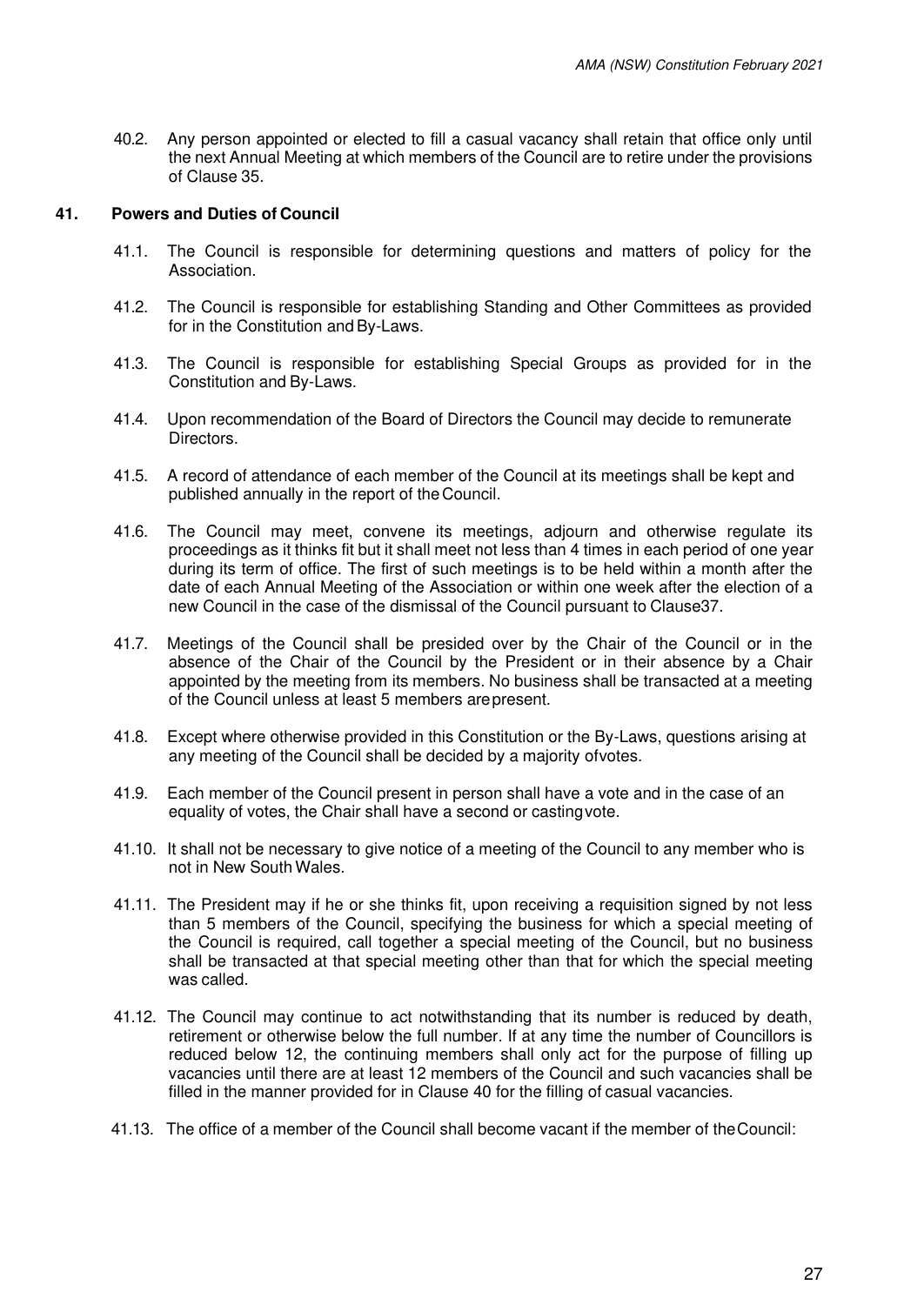40.2. Any person appointed or elected to fill a casual vacancy shall retain that office only until the next Annual Meeting at which members of the Council are to retire under the provisions of Clause 35.

## 41. Powers and Duties of Council

41.1. The Council is responsible for determining questions and matters of policy for the Association.

41.2. The Council is responsible for establishing Standing and Other Committees as provided for in the Constitution and By-Laws.

41.3. The Council is responsible for establishing Special Groups as provided for in the Constitution and By-Laws.

41.4. Upon recommendation of the Board of Directors the Council may decide to remunerate Directors.

41.5. A record of attendance of each member of the Council at its meetings shall be kept and published annually in the report of the Council.

41.6. The Council may meet, convene its meetings, adjourn and otherwise regulate its proceedings as it thinks fit but it shall meet not less than 4 times in each period of one year during its term of office. The first of such meetings is to be held within a month after the date of each Annual Meeting of the Association or within one week after the election of a new Council in the case of the dismissal of the Council pursuant to Clause37.

41.7. Meetings of the Council shall be presided over by the Chair of the Council or in the absence of the Chair of the Council by the President or in their absence by a Chair appointed by the meeting from its members. No business shall be transacted at a meeting of the Council unless at least 5 members arepresent.

41.8. Except where otherwise provided in this Constitution or the By-Laws, questions arising at any meeting of the Council shall be decided by a majority ofvotes.

41.9. Each member of the Council present in person shall have a vote and in the case of an equality of votes, the Chair shall have a second or castingvote.

41.10. It shall not be necessary to give notice of a meeting of the Council to any member who is not in New South Wales.

41.11. The President may if he or she thinks fit, upon receiving a requisition signed by not less than 5 members of the Council, specifying the business for which a special meeting of the Council is required, call together a special meeting of the Council, but no business shall be transacted at that special meeting other than that for which the special meeting was called.

41.12. The Council may continue to act notwithstanding that its number is reduced by death, retirement or otherwise below the full number. If at any time the number of Councillors is reduced below 12, the continuing members shall only act for the purpose of filling up vacancies until there are at least 12 members of the Council and such vacancies shall be filled in the manner provided for in Clause 40 for the filling of casual vacancies.

41.13. The office of a member of the Council shall become vacant if the member of the Council: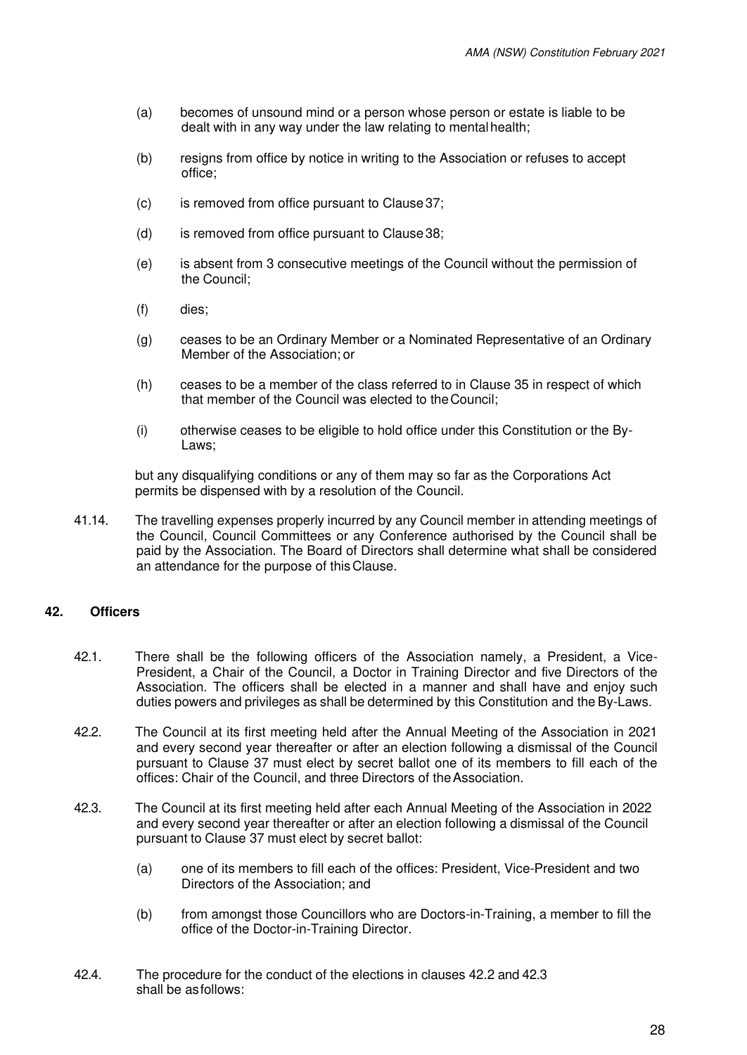(a) becomes of unsound mind or a person whose person or estate is liable to be dealt with in any way under the law relating to mental health;

(b) resigns from office by notice in writing to the Association or refuses to accept office;

(c) is removed from office pursuant to Clause 37;

(d) is removed from office pursuant to Clause 38;

(e) is absent from 3 consecutive meetings of the Council without the permission of the Council;

(f) dies;

(g) ceases to be an Ordinary Member or a Nominated Representative of an Ordinary Member of the Association; or

(h) ceases to be a member of the class referred to in Clause 35 in respect of which that member of the Council was elected to the Council;

(i) otherwise ceases to be eligible to hold office under this Constitution or the By-Laws;

but any disqualifying conditions or any of them may so far as the Corporations Act permits be dispensed with by a resolution of the Council.

41.14. The travelling expenses properly incurred by any Council member in attending meetings of the Council, Council Committees or any Conference authorised by the Council shall be paid by the Association. The Board of Directors shall determine what shall be considered an attendance for the purpose of this Clause.

## 42. Officers

42.1. There shall be the following officers of the Association namely, a President, a Vice-President, a Chair of the Council, a Doctor in Training Director and five Directors of the Association. The officers shall be elected in a manner and shall have and enjoy such duties powers and privileges as shall be determined by this Constitution and the By-Laws.

42.2. The Council at its first meeting held after the Annual Meeting of the Association in 2021 and every second year thereafter or after an election following a dismissal of the Council pursuant to Clause 37 must elect by secret ballot one of its members to fill each of the offices: Chair of the Council, and three Directors of the Association.

42.3. The Council at its first meeting held after each Annual Meeting of the Association in 2022 and every second year thereafter or after an election following a dismissal of the Council pursuant to Clause 37 must elect by secret ballot:

(a) one of its members to fill each of the offices: President, Vice-President and two Directors of the Association; and

(b) from amongst those Councillors who are Doctors-in-Training, a member to fill the office of the Doctor-in-Training Director.

42.4. The procedure for the conduct of the elections in clauses 42.2 and 42.3 shall be as follows: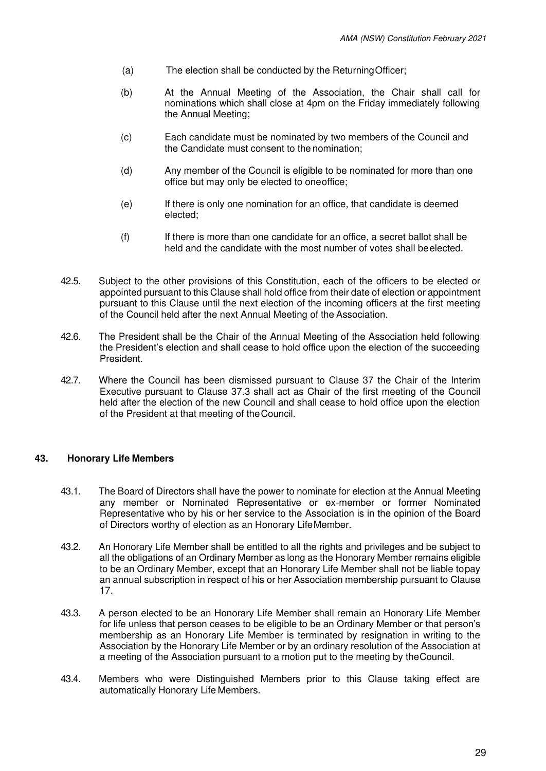(a) The election shall be conducted by the Returning Officer;

(b) At the Annual Meeting of the Association, the Chair shall call for nominations which shall close at 4pm on the Friday immediately following the Annual Meeting;

(c) Each candidate must be nominated by two members of the Council and the Candidate must consent to the nomination;

(d) Any member of the Council is eligible to be nominated for more than one office but may only be elected to one office;

(e) If there is only one nomination for an office, that candidate is deemed elected;

(f) If there is more than one candidate for an office, a secret ballot shall be held and the candidate with the most number of votes shall be elected.

42.5. Subject to the other provisions of this Constitution, each of the officers to be elected or appointed pursuant to this Clause shall hold office from their date of election or appointment pursuant to this Clause until the next election of the incoming officers at the first meeting of the Council held after the next Annual Meeting of the Association.

42.6. The President shall be the Chair of the Annual Meeting of the Association held following the President's election and shall cease to hold office upon the election of the succeeding President.

42.7. Where the Council has been dismissed pursuant to Clause 37 the Chair of the Interim Executive pursuant to Clause 37.3 shall act as Chair of the first meeting of the Council held after the election of the new Council and shall cease to hold office upon the election of the President at that meeting of the Council.

## 43. Honorary Life Members

43.1. The Board of Directors shall have the power to nominate for election at the Annual Meeting any member or Nominated Representative or ex-member or former Nominated Representative who by his or her service to the Association is in the opinion of the Board of Directors worthy of election as an Honorary Life Member.

43.2. An Honorary Life Member shall be entitled to all the rights and privileges and be subject to all the obligations of an Ordinary Member as long as the Honorary Member remains eligible to be an Ordinary Member, except that an Honorary Life Member shall not be liable to pay an annual subscription in respect of his or her Association membership pursuant to Clause 17.

43.3. A person elected to be an Honorary Life Member shall remain an Honorary Life Member for life unless that person ceases to be eligible to be an Ordinary Member or that person's membership as an Honorary Life Member is terminated by resignation in writing to the Association by the Honorary Life Member or by an ordinary resolution of the Association at a meeting of the Association pursuant to a motion put to the meeting by the Council.

43.4. Members who were Distinguished Members prior to this Clause taking effect are automatically Honorary Life Members.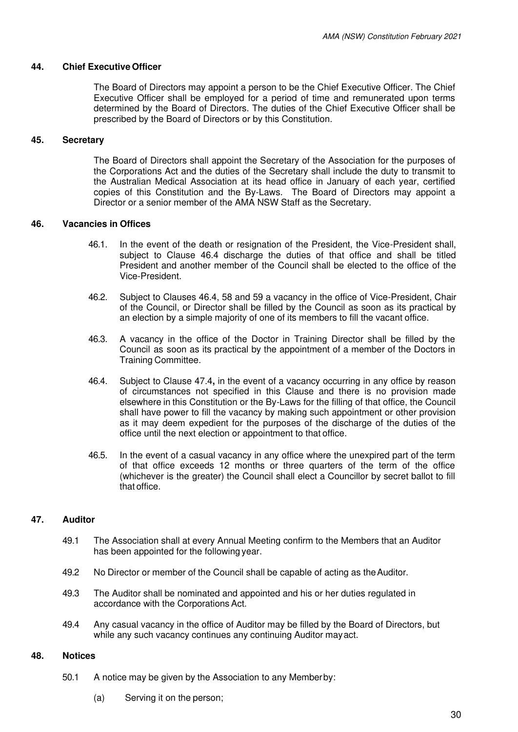## 44. Chief Executive Officer

The Board of Directors may appoint a person to be the Chief Executive Officer. The Chief Executive Officer shall be employed for a period of time and remunerated upon terms determined by the Board of Directors. The duties of the Chief Executive Officer shall be prescribed by the Board of Directors or by this Constitution.

## 45. Secretary

The Board of Directors shall appoint the Secretary of the Association for the purposes of the Corporations Act and the duties of the Secretary shall include the duty to transmit to the Australian Medical Association at its head office in January of each year, certified copies of this Constitution and the By-Laws. The Board of Directors may appoint a Director or a senior member of the AMA NSW Staff as the Secretary.

## 46. Vacancies in Offices

46.1. In the event of the death or resignation of the President, the Vice-President shall, subject to Clause 46.4 discharge the duties of that office and shall be titled President and another member of the Council shall be elected to the office of the Vice-President.

46.2. Subject to Clauses 46.4, 58 and 59 a vacancy in the office of Vice-President, Chair of the Council, or Director shall be filled by the Council as soon as its practical by an election by a simple majority of one of its members to fill the vacant office.

46.3. A vacancy in the office of the Doctor in Training Director shall be filled by the Council as soon as its practical by the appointment of a member of the Doctors in Training Committee.

46.4. Subject to Clause 47.4**,** in the event of a vacancy occurring in any office by reason of circumstances not specified in this Clause and there is no provision made elsewhere in this Constitution or the By-Laws for the filling of that office, the Council shall have power to fill the vacancy by making such appointment or other provision as it may deem expedient for the purposes of the discharge of the duties of the office until the next election or appointment to that office.

46.5. In the event of a casual vacancy in any office where the unexpired part of the term of that office exceeds 12 months or three quarters of the term of the office (whichever is the greater) the Council shall elect a Councillor by secret ballot to fill that office.

## 47. Auditor

49.1 The Association shall at every Annual Meeting confirm to the Members that an Auditor has been appointed for the following year.

49.2 No Director or member of the Council shall be capable of acting as the Auditor.

49.3 The Auditor shall be nominated and appointed and his or her duties regulated in accordance with the Corporations Act.

49.4 Any casual vacancy in the office of Auditor may be filled by the Board of Directors, but while any such vacancy continues any continuing Auditor may act.

## 48. Notices

50.1 A notice may be given by the Association to any Member by:

(a) Serving it on the person;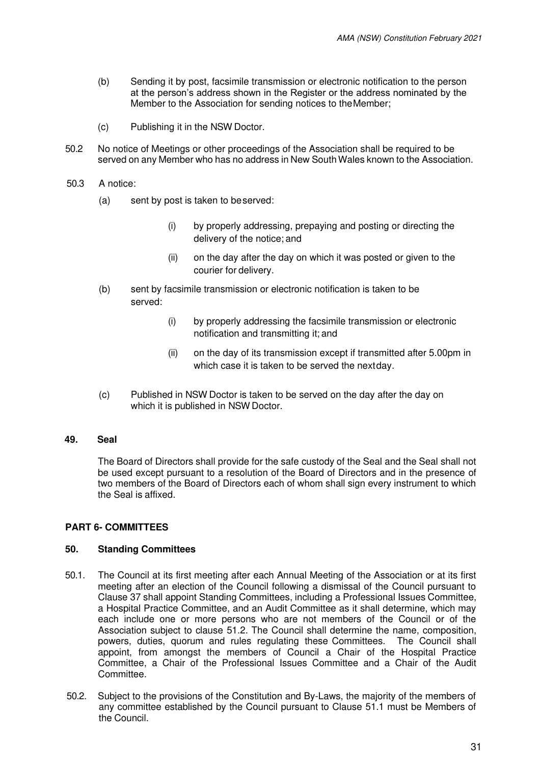(b) Sending it by post, facsimile transmission or electronic notification to the person at the person's address shown in the Register or the address nominated by the Member to the Association for sending notices to the Member;

(c) Publishing it in the NSW Doctor.

50.2 No notice of Meetings or other proceedings of the Association shall be required to be served on any Member who has no address in New South Wales known to the Association.

50.3 A notice:

(a) sent by post is taken to be served:

(i) by properly addressing, prepaying and posting or directing the delivery of the notice; and

(ii) on the day after the day on which it was posted or given to the courier for delivery.

(b) sent by facsimile transmission or electronic notification is taken to be served:

(i) by properly addressing the facsimile transmission or electronic notification and transmitting it; and

(ii) on the day of its transmission except if transmitted after 5.00pm in which case it is taken to be served the next day.

(c) Published in NSW Doctor is taken to be served on the day after the day on which it is published in NSW Doctor.

## 49. Seal

The Board of Directors shall provide for the safe custody of the Seal and the Seal shall not be used except pursuant to a resolution of the Board of Directors and in the presence of two members of the Board of Directors each of whom shall sign every instrument to which the Seal is affixed.

## PART 6- COMMITTEES

## 50. Standing Committees

50.1. The Council at its first meeting after each Annual Meeting of the Association or at its first meeting after an election of the Council following a dismissal of the Council pursuant to Clause 37 shall appoint Standing Committees, including a Professional Issues Committee, a Hospital Practice Committee, and an Audit Committee as it shall determine, which may each include one or more persons who are not members of the Council or of the Association subject to clause 51.2. The Council shall determine the name, composition, powers, duties, quorum and rules regulating these Committees. The Council shall appoint, from amongst the members of Council a Chair of the Hospital Practice Committee, a Chair of the Professional Issues Committee and a Chair of the Audit Committee.

50.2. Subject to the provisions of the Constitution and By-Laws, the majority of the members of any committee established by the Council pursuant to Clause 51.1 must be Members of the Council.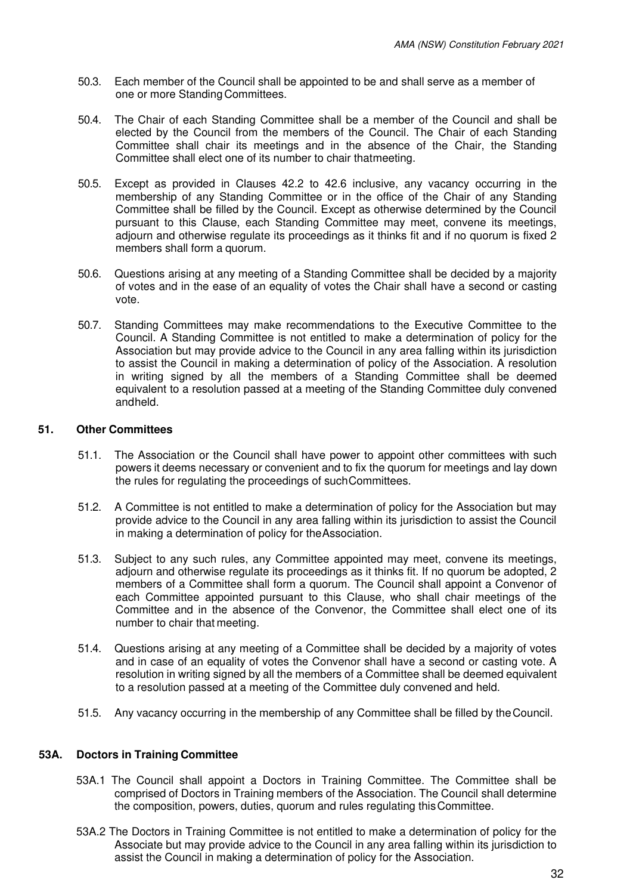50.3. Each member of the Council shall be appointed to be and shall serve as a member of one or more Standing Committees.

50.4. The Chair of each Standing Committee shall be a member of the Council and shall be elected by the Council from the members of the Council. The Chair of each Standing Committee shall chair its meetings and in the absence of the Chair, the Standing Committee shall elect one of its number to chair thatmeeting.

50.5. Except as provided in Clauses 42.2 to 42.6 inclusive, any vacancy occurring in the membership of any Standing Committee or in the office of the Chair of any Standing Committee shall be filled by the Council. Except as otherwise determined by the Council pursuant to this Clause, each Standing Committee may meet, convene its meetings, adjourn and otherwise regulate its proceedings as it thinks fit and if no quorum is fixed 2 members shall form a quorum.

50.6. Questions arising at any meeting of a Standing Committee shall be decided by a majority of votes and in the ease of an equality of votes the Chair shall have a second or casting vote.

50.7. Standing Committees may make recommendations to the Executive Committee to the Council. A Standing Committee is not entitled to make a determination of policy for the Association but may provide advice to the Council in any area falling within its jurisdiction to assist the Council in making a determination of policy of the Association. A resolution in writing signed by all the members of a Standing Committee shall be deemed equivalent to a resolution passed at a meeting of the Standing Committee duly convened andheld.

## 51. Other Committees

51.1. The Association or the Council shall have power to appoint other committees with such powers it deems necessary or convenient and to fix the quorum for meetings and lay down the rules for regulating the proceedings of suchCommittees.

51.2. A Committee is not entitled to make a determination of policy for the Association but may provide advice to the Council in any area falling within its jurisdiction to assist the Council in making a determination of policy for theAssociation.

51.3. Subject to any such rules, any Committee appointed may meet, convene its meetings, adjourn and otherwise regulate its proceedings as it thinks fit. If no quorum be adopted, 2 members of a Committee shall form a quorum. The Council shall appoint a Convenor of each Committee appointed pursuant to this Clause, who shall chair meetings of the Committee and in the absence of the Convenor, the Committee shall elect one of its number to chair that meeting.

51.4. Questions arising at any meeting of a Committee shall be decided by a majority of votes and in case of an equality of votes the Convenor shall have a second or casting vote. A resolution in writing signed by all the members of a Committee shall be deemed equivalent to a resolution passed at a meeting of the Committee duly convened and held.

51.5. Any vacancy occurring in the membership of any Committee shall be filled by theCouncil.

## 53A. Doctors in Training Committee

53A.1 The Council shall appoint a Doctors in Training Committee. The Committee shall be comprised of Doctors in Training members of the Association. The Council shall determine the composition, powers, duties, quorum and rules regulating thisCommittee.

53A.2 The Doctors in Training Committee is not entitled to make a determination of policy for the Associate but may provide advice to the Council in any area falling within its jurisdiction to assist the Council in making a determination of policy for the Association.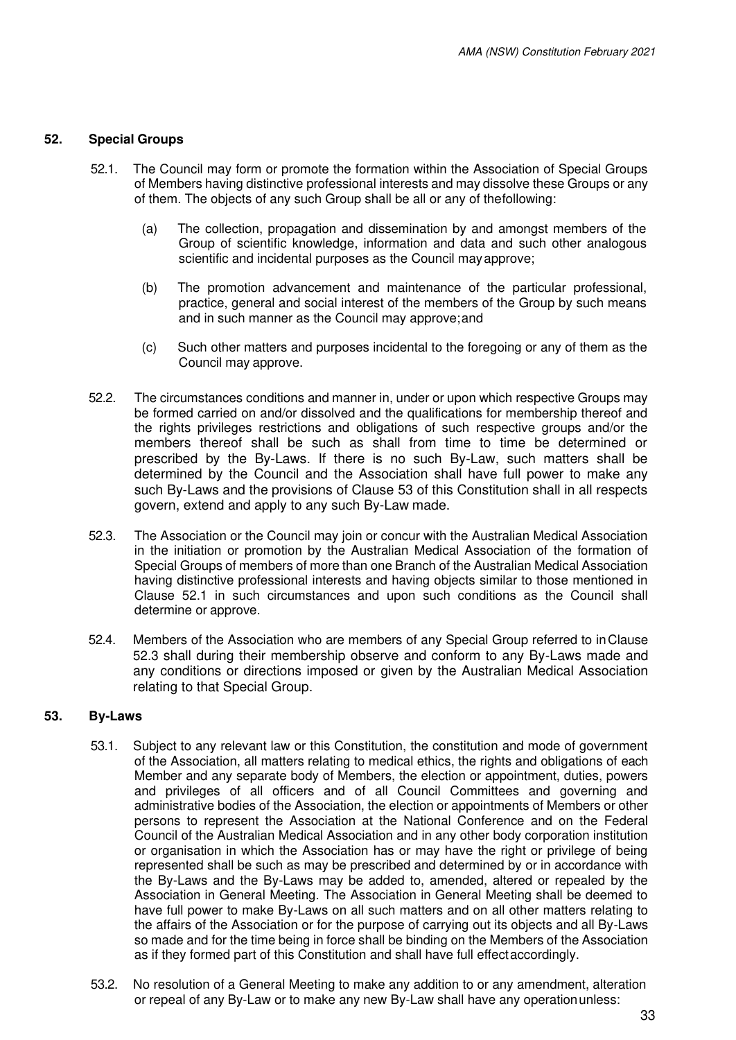## 52. Special Groups

52.1. The Council may form or promote the formation within the Association of Special Groups of Members having distinctive professional interests and may dissolve these Groups or any of them. The objects of any such Group shall be all or any of the following:

(a) The collection, propagation and dissemination by and amongst members of the Group of scientific knowledge, information and data and such other analogous scientific and incidental purposes as the Council may approve;

(b) The promotion advancement and maintenance of the particular professional, practice, general and social interest of the members of the Group by such means and in such manner as the Council may approve; and

(c) Such other matters and purposes incidental to the foregoing or any of them as the Council may approve.

52.2. The circumstances conditions and manner in, under or upon which respective Groups may be formed carried on and/or dissolved and the qualifications for membership thereof and the rights privileges restrictions and obligations of such respective groups and/or the members thereof shall be such as shall from time to time be determined or prescribed by the By-Laws. If there is no such By-Law, such matters shall be determined by the Council and the Association shall have full power to make any such By-Laws and the provisions of Clause 53 of this Constitution shall in all respects govern, extend and apply to any such By-Law made.

52.3. The Association or the Council may join or concur with the Australian Medical Association in the initiation or promotion by the Australian Medical Association of the formation of Special Groups of members of more than one Branch of the Australian Medical Association having distinctive professional interests and having objects similar to those mentioned in Clause 52.1 in such circumstances and upon such conditions as the Council shall determine or approve.

52.4. Members of the Association who are members of any Special Group referred to in Clause 52.3 shall during their membership observe and conform to any By-Laws made and any conditions or directions imposed or given by the Australian Medical Association relating to that Special Group.

## 53. By-Laws

53.1. Subject to any relevant law or this Constitution, the constitution and mode of government of the Association, all matters relating to medical ethics, the rights and obligations of each Member and any separate body of Members, the election or appointment, duties, powers and privileges of all officers and of all Council Committees and governing and administrative bodies of the Association, the election or appointments of Members or other persons to represent the Association at the National Conference and on the Federal Council of the Australian Medical Association and in any other body corporation institution or organisation in which the Association has or may have the right or privilege of being represented shall be such as may be prescribed and determined by or in accordance with the By-Laws and the By-Laws may be added to, amended, altered or repealed by the Association in General Meeting. The Association in General Meeting shall be deemed to have full power to make By-Laws on all such matters and on all other matters relating to the affairs of the Association or for the purpose of carrying out its objects and all By-Laws so made and for the time being in force shall be binding on the Members of the Association as if they formed part of this Constitution and shall have full effect accordingly.

53.2. No resolution of a General Meeting to make any addition to or any amendment, alteration or repeal of any By-Law or to make any new By-Law shall have any operation unless: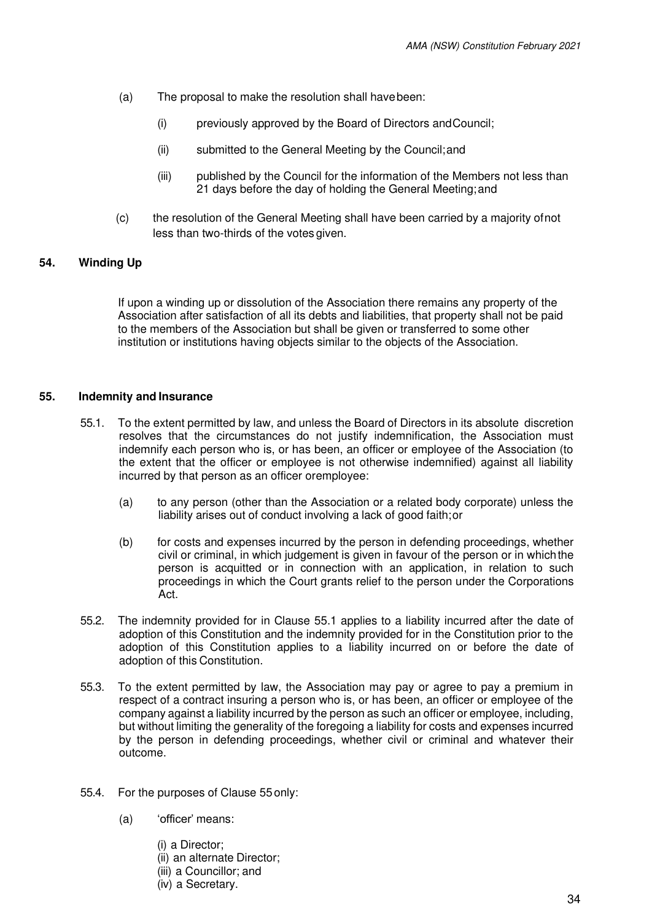(a) The proposal to make the resolution shall have been:

(i) previously approved by the Board of Directors and Council;

(ii) submitted to the General Meeting by the Council; and

(iii) published by the Council for the information of the Members not less than 21 days before the day of holding the General Meeting; and

(c) the resolution of the General Meeting shall have been carried by a majority of not less than two-thirds of the votes given.

## 54. Winding Up

If upon a winding up or dissolution of the Association there remains any property of the Association after satisfaction of all its debts and liabilities, that property shall not be paid to the members of the Association but shall be given or transferred to some other institution or institutions having objects similar to the objects of the Association.

## 55. Indemnity and Insurance

55.1. To the extent permitted by law, and unless the Board of Directors in its absolute discretion resolves that the circumstances do not justify indemnification, the Association must indemnify each person who is, or has been, an officer or employee of the Association (to the extent that the officer or employee is not otherwise indemnified) against all liability incurred by that person as an officer or employee:

(a) to any person (other than the Association or a related body corporate) unless the liability arises out of conduct involving a lack of good faith; or

(b) for costs and expenses incurred by the person in defending proceedings, whether civil or criminal, in which judgement is given in favour of the person or in which the person is acquitted or in connection with an application, in relation to such proceedings in which the Court grants relief to the person under the Corporations Act.

55.2. The indemnity provided for in Clause 55.1 applies to a liability incurred after the date of adoption of this Constitution and the indemnity provided for in the Constitution prior to the adoption of this Constitution applies to a liability incurred on or before the date of adoption of this Constitution.

55.3. To the extent permitted by law, the Association may pay or agree to pay a premium in respect of a contract insuring a person who is, or has been, an officer or employee of the company against a liability incurred by the person as such an officer or employee, including, but without limiting the generality of the foregoing a liability for costs and expenses incurred by the person in defending proceedings, whether civil or criminal and whatever their outcome.

55.4. For the purposes of Clause 55 only:

(a) 'officer' means:

(i) a Director;
(ii) an alternate Director;
(iii) a Councillor; and
(iv) a Secretary.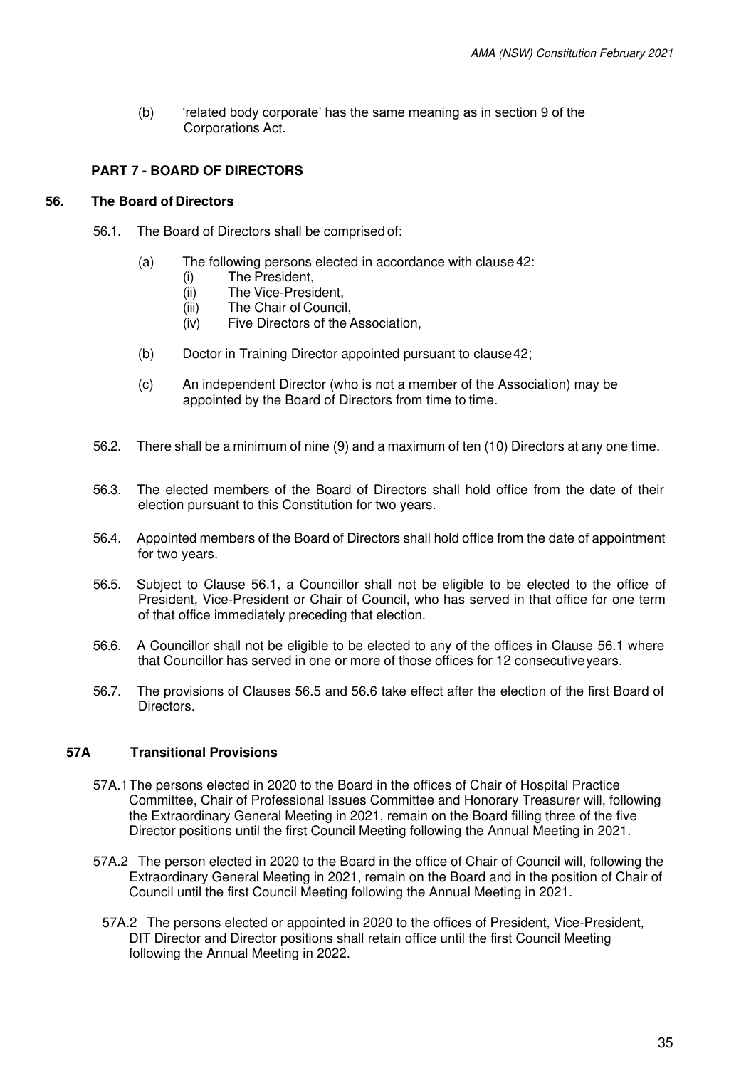(b) 'related body corporate' has the same meaning as in section 9 of the Corporations Act.

## PART 7 - BOARD OF DIRECTORS

### 56. The Board of Directors

56.1. The Board of Directors shall be comprised of:

(a) The following persons elected in accordance with clause 42:
  (i) The President,
  (ii) The Vice-President,
  (iii) The Chair of Council,
  (iv) Five Directors of the Association,

(b) Doctor in Training Director appointed pursuant to clause 42;

(c) An independent Director (who is not a member of the Association) may be appointed by the Board of Directors from time to time.

56.2. There shall be a minimum of nine (9) and a maximum of ten (10) Directors at any one time.

56.3. The elected members of the Board of Directors shall hold office from the date of their election pursuant to this Constitution for two years.

56.4. Appointed members of the Board of Directors shall hold office from the date of appointment for two years.

56.5. Subject to Clause 56.1, a Councillor shall not be eligible to be elected to the office of President, Vice-President or Chair of Council, who has served in that office for one term of that office immediately preceding that election.

56.6. A Councillor shall not be eligible to be elected to any of the offices in Clause 56.1 where that Councillor has served in one or more of those offices for 12 consecutive years.

56.7. The provisions of Clauses 56.5 and 56.6 take effect after the election of the first Board of Directors.

### 57A Transitional Provisions

57A.1 The persons elected in 2020 to the Board in the offices of Chair of Hospital Practice Committee, Chair of Professional Issues Committee and Honorary Treasurer will, following the Extraordinary General Meeting in 2021, remain on the Board filling three of the five Director positions until the first Council Meeting following the Annual Meeting in 2021.

57A.2 The person elected in 2020 to the Board in the office of Chair of Council will, following the Extraordinary General Meeting in 2021, remain on the Board and in the position of Chair of Council until the first Council Meeting following the Annual Meeting in 2021.

57A.2 The persons elected or appointed in 2020 to the offices of President, Vice-President, DIT Director and Director positions shall retain office until the first Council Meeting following the Annual Meeting in 2022.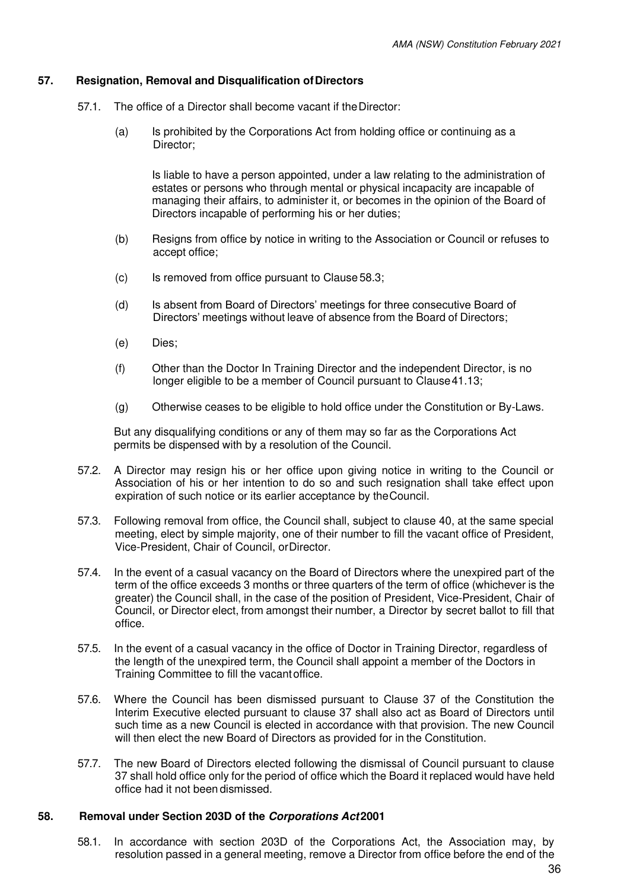## 57. Resignation, Removal and Disqualification of Directors

57.1. The office of a Director shall become vacant if the Director:

(a) Is prohibited by the Corporations Act from holding office or continuing as a Director;

Is liable to have a person appointed, under a law relating to the administration of estates or persons who through mental or physical incapacity are incapable of managing their affairs, to administer it, or becomes in the opinion of the Board of Directors incapable of performing his or her duties;

(b) Resigns from office by notice in writing to the Association or Council or refuses to accept office;

(c) Is removed from office pursuant to Clause 58.3;

(d) Is absent from Board of Directors' meetings for three consecutive Board of Directors' meetings without leave of absence from the Board of Directors;

(e) Dies;

(f) Other than the Doctor In Training Director and the independent Director, is no longer eligible to be a member of Council pursuant to Clause 41.13;

(g) Otherwise ceases to be eligible to hold office under the Constitution or By-Laws.

But any disqualifying conditions or any of them may so far as the Corporations Act permits be dispensed with by a resolution of the Council.

57.2. A Director may resign his or her office upon giving notice in writing to the Council or Association of his or her intention to do so and such resignation shall take effect upon expiration of such notice or its earlier acceptance by the Council.

57.3. Following removal from office, the Council shall, subject to clause 40, at the same special meeting, elect by simple majority, one of their number to fill the vacant office of President, Vice-President, Chair of Council, or Director.

57.4. In the event of a casual vacancy on the Board of Directors where the unexpired part of the term of the office exceeds 3 months or three quarters of the term of office (whichever is the greater) the Council shall, in the case of the position of President, Vice-President, Chair of Council, or Director elect, from amongst their number, a Director by secret ballot to fill that office.

57.5. In the event of a casual vacancy in the office of Doctor in Training Director, regardless of the length of the unexpired term, the Council shall appoint a member of the Doctors in Training Committee to fill the vacant office.

57.6. Where the Council has been dismissed pursuant to Clause 37 of the Constitution the Interim Executive elected pursuant to clause 37 shall also act as Board of Directors until such time as a new Council is elected in accordance with that provision. The new Council will then elect the new Board of Directors as provided for in the Constitution.

57.7. The new Board of Directors elected following the dismissal of Council pursuant to clause 37 shall hold office only for the period of office which the Board it replaced would have held office had it not been dismissed.

## 58. Removal under Section 203D of the *Corporations Act* 2001

58.1. In accordance with section 203D of the Corporations Act, the Association may, by resolution passed in a general meeting, remove a Director from office before the end of the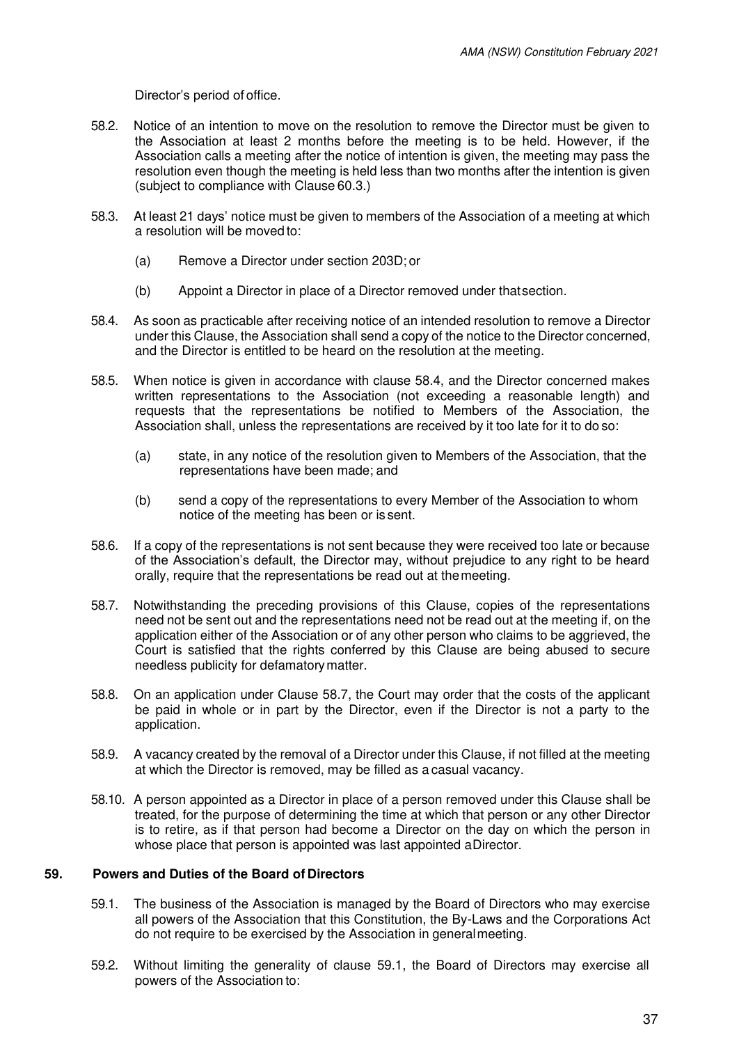Director's period of office.

58.2. Notice of an intention to move on the resolution to remove the Director must be given to the Association at least 2 months before the meeting is to be held. However, if the Association calls a meeting after the notice of intention is given, the meeting may pass the resolution even though the meeting is held less than two months after the intention is given (subject to compliance with Clause 60.3.)

58.3. At least 21 days' notice must be given to members of the Association of a meeting at which a resolution will be moved to:

(a) Remove a Director under section 203D; or

(b) Appoint a Director in place of a Director removed under that section.

58.4. As soon as practicable after receiving notice of an intended resolution to remove a Director under this Clause, the Association shall send a copy of the notice to the Director concerned, and the Director is entitled to be heard on the resolution at the meeting.

58.5. When notice is given in accordance with clause 58.4, and the Director concerned makes written representations to the Association (not exceeding a reasonable length) and requests that the representations be notified to Members of the Association, the Association shall, unless the representations are received by it too late for it to do so:

(a) state, in any notice of the resolution given to Members of the Association, that the representations have been made; and

(b) send a copy of the representations to every Member of the Association to whom notice of the meeting has been or is sent.

58.6. If a copy of the representations is not sent because they were received too late or because of the Association's default, the Director may, without prejudice to any right to be heard orally, require that the representations be read out at the meeting.

58.7. Notwithstanding the preceding provisions of this Clause, copies of the representations need not be sent out and the representations need not be read out at the meeting if, on the application either of the Association or of any other person who claims to be aggrieved, the Court is satisfied that the rights conferred by this Clause are being abused to secure needless publicity for defamatory matter.

58.8. On an application under Clause 58.7, the Court may order that the costs of the applicant be paid in whole or in part by the Director, even if the Director is not a party to the application.

58.9. A vacancy created by the removal of a Director under this Clause, if not filled at the meeting at which the Director is removed, may be filled as a casual vacancy.

58.10. A person appointed as a Director in place of a person removed under this Clause shall be treated, for the purpose of determining the time at which that person or any other Director is to retire, as if that person had become a Director on the day on which the person in whose place that person is appointed was last appointed a Director.

## 59. Powers and Duties of the Board of Directors

59.1. The business of the Association is managed by the Board of Directors who may exercise all powers of the Association that this Constitution, the By-Laws and the Corporations Act do not require to be exercised by the Association in general meeting.

59.2. Without limiting the generality of clause 59.1, the Board of Directors may exercise all powers of the Association to: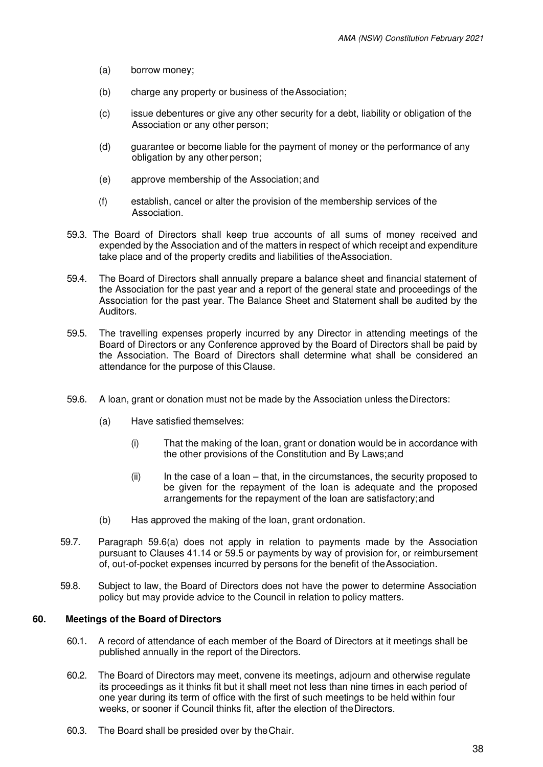(a) borrow money;

(b) charge any property or business of the Association;

(c) issue debentures or give any other security for a debt, liability or obligation of the Association or any other person;

(d) guarantee or become liable for the payment of money or the performance of any obligation by any other person;

(e) approve membership of the Association; and

(f) establish, cancel or alter the provision of the membership services of the Association.

59.3. The Board of Directors shall keep true accounts of all sums of money received and expended by the Association and of the matters in respect of which receipt and expenditure take place and of the property credits and liabilities of the Association.

59.4. The Board of Directors shall annually prepare a balance sheet and financial statement of the Association for the past year and a report of the general state and proceedings of the Association for the past year. The Balance Sheet and Statement shall be audited by the Auditors.

59.5. The travelling expenses properly incurred by any Director in attending meetings of the Board of Directors or any Conference approved by the Board of Directors shall be paid by the Association. The Board of Directors shall determine what shall be considered an attendance for the purpose of this Clause.

59.6. A loan, grant or donation must not be made by the Association unless the Directors:

(a) Have satisfied themselves:

(i) That the making of the loan, grant or donation would be in accordance with the other provisions of the Constitution and By Laws; and

(ii) In the case of a loan – that, in the circumstances, the security proposed to be given for the repayment of the loan is adequate and the proposed arrangements for the repayment of the loan are satisfactory; and

(b) Has approved the making of the loan, grant or donation.

59.7. Paragraph 59.6(a) does not apply in relation to payments made by the Association pursuant to Clauses 41.14 or 59.5 or payments by way of provision for, or reimbursement of, out-of-pocket expenses incurred by persons for the benefit of the Association.

59.8. Subject to law, the Board of Directors does not have the power to determine Association policy but may provide advice to the Council in relation to policy matters.

## 60. Meetings of the Board of Directors

60.1. A record of attendance of each member of the Board of Directors at it meetings shall be published annually in the report of the Directors.

60.2. The Board of Directors may meet, convene its meetings, adjourn and otherwise regulate its proceedings as it thinks fit but it shall meet not less than nine times in each period of one year during its term of office with the first of such meetings to be held within four weeks, or sooner if Council thinks fit, after the election of the Directors.

60.3. The Board shall be presided over by the Chair.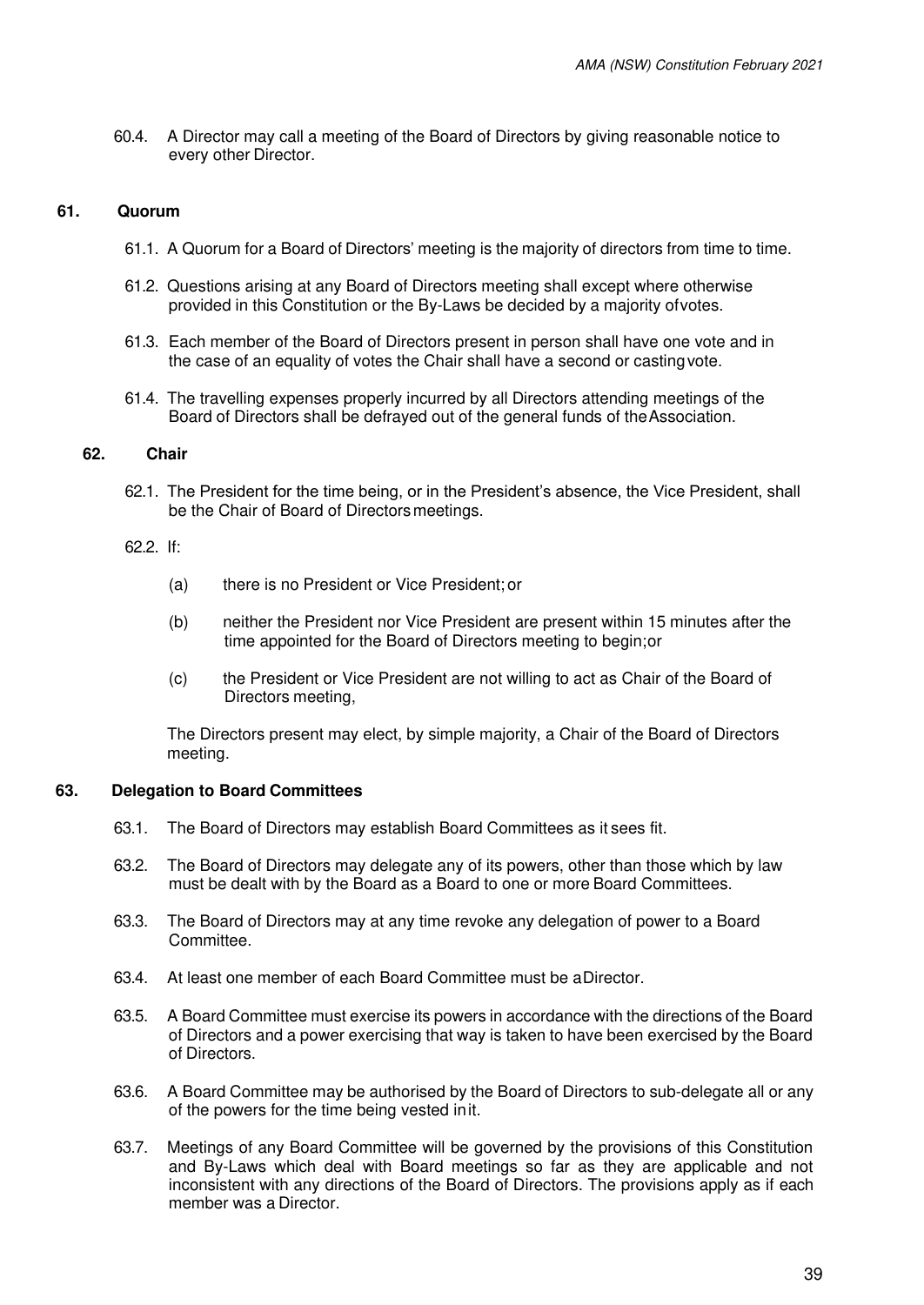60.4. A Director may call a meeting of the Board of Directors by giving reasonable notice to every other Director.

### 61. Quorum

61.1. A Quorum for a Board of Directors' meeting is the majority of directors from time to time.

61.2. Questions arising at any Board of Directors meeting shall except where otherwise provided in this Constitution or the By-Laws be decided by a majority of votes.

61.3. Each member of the Board of Directors present in person shall have one vote and in the case of an equality of votes the Chair shall have a second or casting vote.

61.4. The travelling expenses properly incurred by all Directors attending meetings of the Board of Directors shall be defrayed out of the general funds of the Association.

### 62. Chair

62.1. The President for the time being, or in the President's absence, the Vice President, shall be the Chair of Board of Directors meetings.

62.2. If:

(a) there is no President or Vice President; or

(b) neither the President nor Vice President are present within 15 minutes after the time appointed for the Board of Directors meeting to begin; or

(c) the President or Vice President are not willing to act as Chair of the Board of Directors meeting,

The Directors present may elect, by simple majority, a Chair of the Board of Directors meeting.

### 63. Delegation to Board Committees

63.1. The Board of Directors may establish Board Committees as it sees fit.

63.2. The Board of Directors may delegate any of its powers, other than those which by law must be dealt with by the Board as a Board to one or more Board Committees.

63.3. The Board of Directors may at any time revoke any delegation of power to a Board Committee.

63.4. At least one member of each Board Committee must be a Director.

63.5. A Board Committee must exercise its powers in accordance with the directions of the Board of Directors and a power exercising that way is taken to have been exercised by the Board of Directors.

63.6. A Board Committee may be authorised by the Board of Directors to sub-delegate all or any of the powers for the time being vested in it.

63.7. Meetings of any Board Committee will be governed by the provisions of this Constitution and By-Laws which deal with Board meetings so far as they are applicable and not inconsistent with any directions of the Board of Directors. The provisions apply as if each member was a Director.